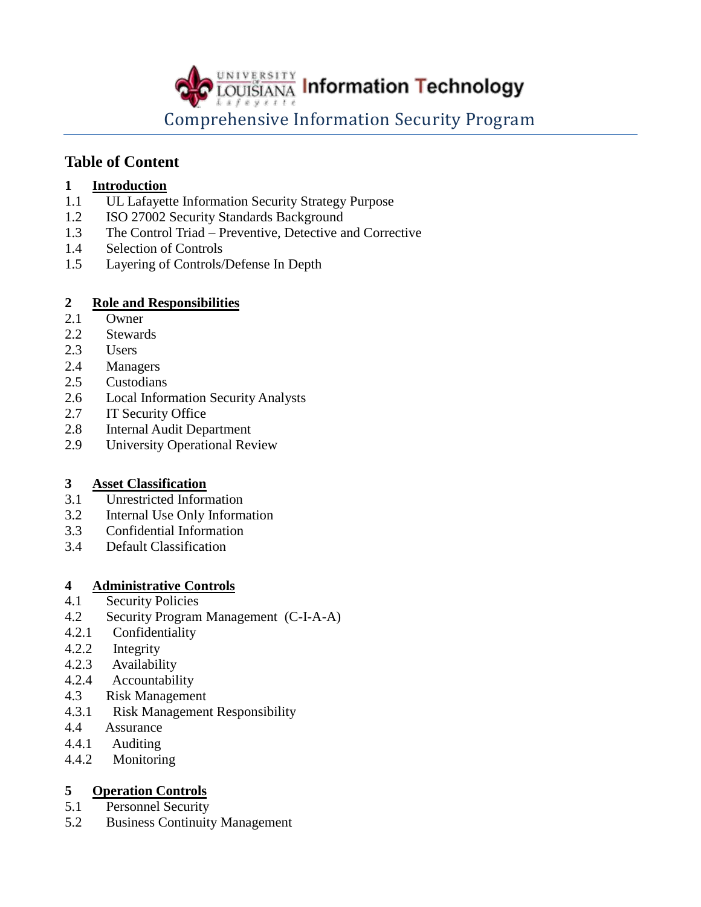University of Louisiana Lafayette Information Technology

# Comprehensive Information Security Program

## Table of Content

**1 Introduction**

1.1 UL Lafayette Information Security Strategy Purpose
1.2 ISO 27002 Security Standards Background
1.3 The Control Triad – Preventive, Detective and Corrective
1.4 Selection of Controls
1.5 Layering of Controls/Defense In Depth

**2 Role and Responsibilities**

2.1 Owner
2.2 Stewards
2.3 Users
2.4 Managers
2.5 Custodians
2.6 Local Information Security Analysts
2.7 IT Security Office
2.8 Internal Audit Department
2.9 University Operational Review

**3 Asset Classification**

3.1 Unrestricted Information
3.2 Internal Use Only Information
3.3 Confidential Information
3.4 Default Classification

**4 Administrative Controls**

4.1 Security Policies
4.2 Security Program Management (C-I-A-A)
4.2.1 Confidentiality
4.2.2 Integrity
4.2.3 Availability
4.2.4 Accountability
4.3 Risk Management
4.3.1 Risk Management Responsibility
4.4 Assurance
4.4.1 Auditing
4.4.2 Monitoring

**5 Operation Controls**

5.1 Personnel Security
5.2 Business Continuity Management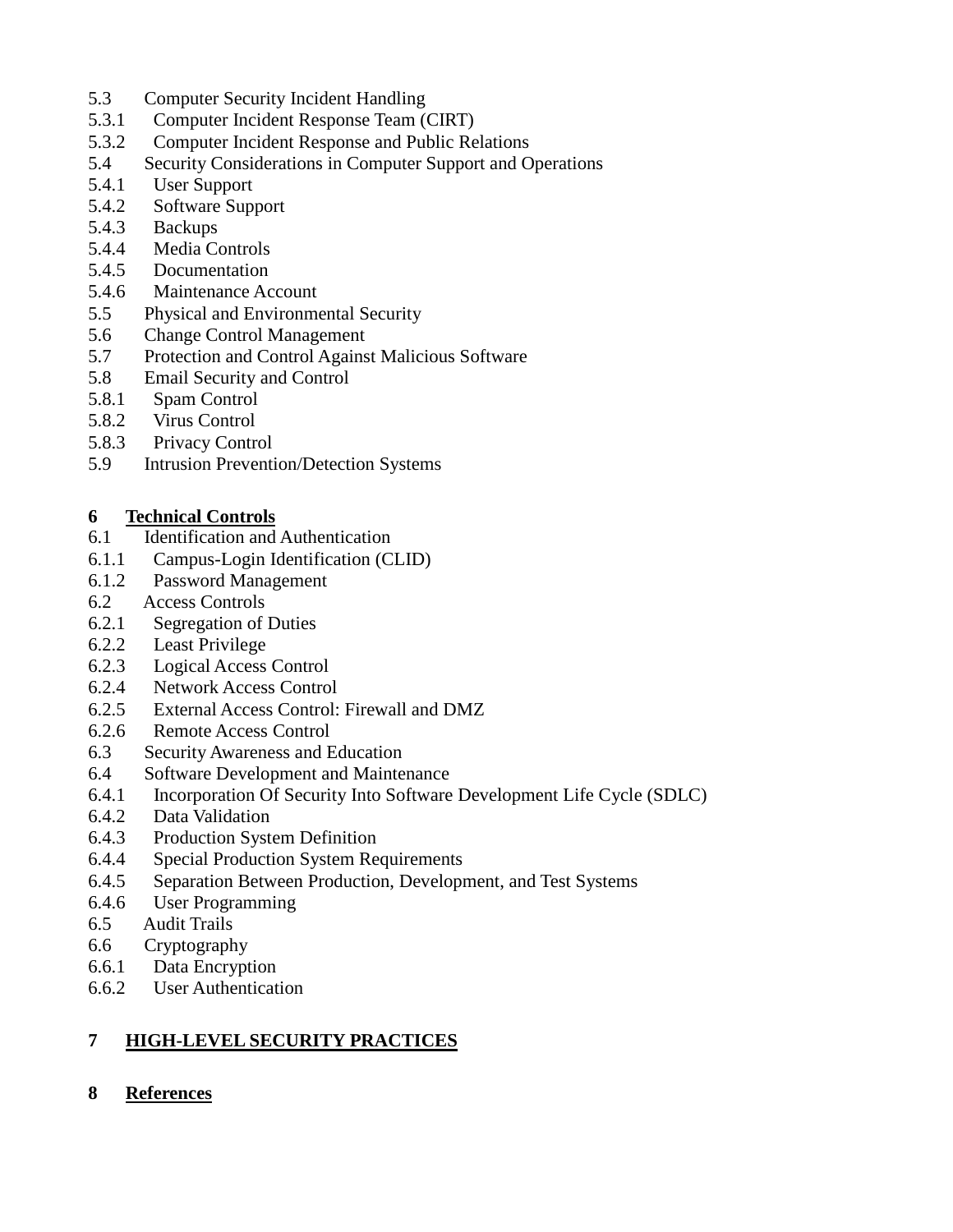5.3 Computer Security Incident Handling
5.3.1 Computer Incident Response Team (CIRT)
5.3.2 Computer Incident Response and Public Relations
5.4 Security Considerations in Computer Support and Operations
5.4.1 User Support
5.4.2 Software Support
5.4.3 Backups
5.4.4 Media Controls
5.4.5 Documentation
5.4.6 Maintenance Account
5.5 Physical and Environmental Security
5.6 Change Control Management
5.7 Protection and Control Against Malicious Software
5.8 Email Security and Control
5.8.1 Spam Control
5.8.2 Virus Control
5.8.3 Privacy Control
5.9 Intrusion Prevention/Detection Systems

**6 Technical Controls**
6.1 Identification and Authentication
6.1.1 Campus-Login Identification (CLID)
6.1.2 Password Management
6.2 Access Controls
6.2.1 Segregation of Duties
6.2.2 Least Privilege
6.2.3 Logical Access Control
6.2.4 Network Access Control
6.2.5 External Access Control: Firewall and DMZ
6.2.6 Remote Access Control
6.3 Security Awareness and Education
6.4 Software Development and Maintenance
6.4.1 Incorporation Of Security Into Software Development Life Cycle (SDLC)
6.4.2 Data Validation
6.4.3 Production System Definition
6.4.4 Special Production System Requirements
6.4.5 Separation Between Production, Development, and Test Systems
6.4.6 User Programming
6.5 Audit Trails
6.6 Cryptography
6.6.1 Data Encryption
6.6.2 User Authentication

**7 HIGH-LEVEL SECURITY PRACTICES**

**8 References**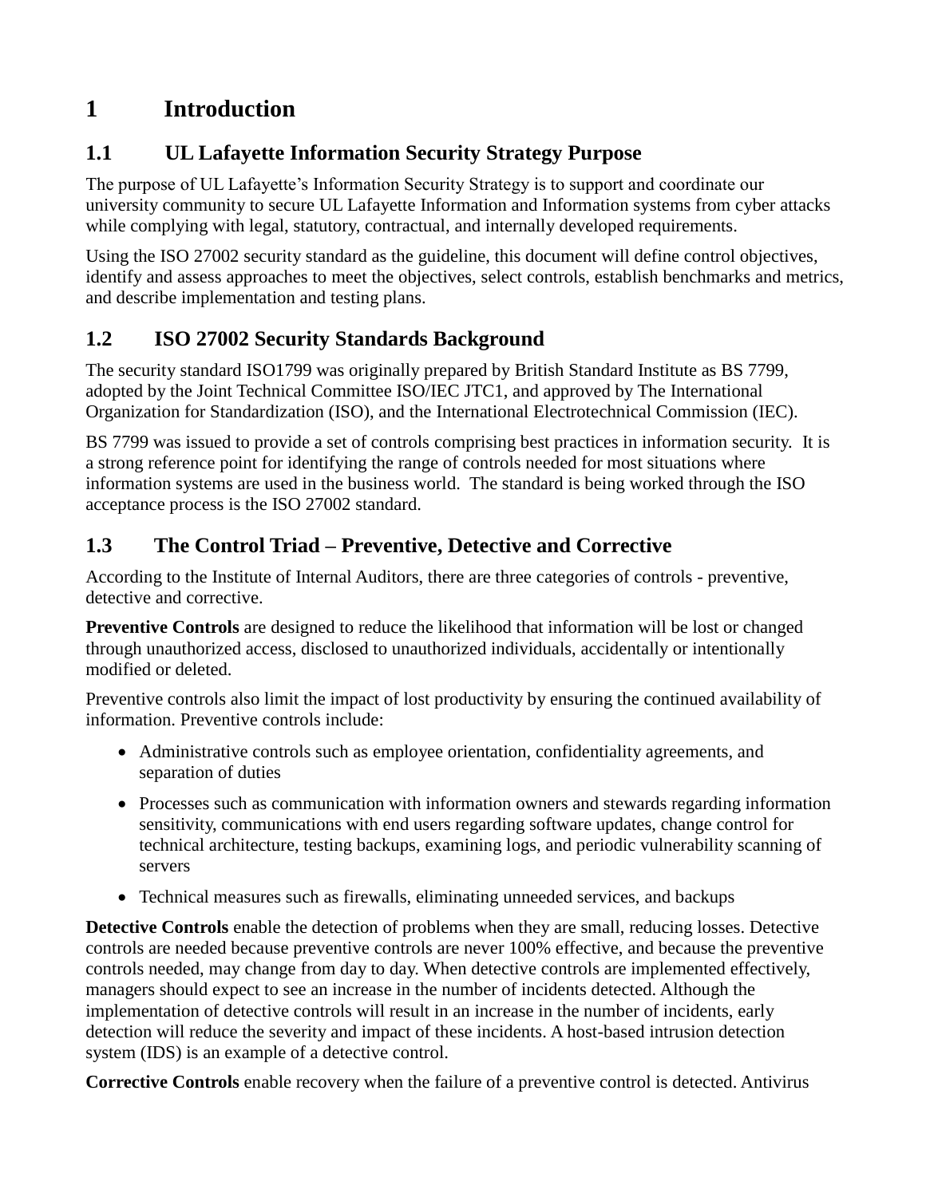# 1 Introduction

## 1.1 UL Lafayette Information Security Strategy Purpose

The purpose of UL Lafayette's Information Security Strategy is to support and coordinate our university community to secure UL Lafayette Information and Information systems from cyber attacks while complying with legal, statutory, contractual, and internally developed requirements.

Using the ISO 27002 security standard as the guideline, this document will define control objectives, identify and assess approaches to meet the objectives, select controls, establish benchmarks and metrics, and describe implementation and testing plans.

## 1.2 ISO 27002 Security Standards Background

The security standard ISO1799 was originally prepared by British Standard Institute as BS 7799, adopted by the Joint Technical Committee ISO/IEC JTC1, and approved by The International Organization for Standardization (ISO), and the International Electrotechnical Commission (IEC).

BS 7799 was issued to provide a set of controls comprising best practices in information security. It is a strong reference point for identifying the range of controls needed for most situations where information systems are used in the business world. The standard is being worked through the ISO acceptance process is the ISO 27002 standard.

## 1.3 The Control Triad – Preventive, Detective and Corrective

According to the Institute of Internal Auditors, there are three categories of controls - preventive, detective and corrective.

**Preventive Controls** are designed to reduce the likelihood that information will be lost or changed through unauthorized access, disclosed to unauthorized individuals, accidentally or intentionally modified or deleted.

Preventive controls also limit the impact of lost productivity by ensuring the continued availability of information. Preventive controls include:

- Administrative controls such as employee orientation, confidentiality agreements, and separation of duties
- Processes such as communication with information owners and stewards regarding information sensitivity, communications with end users regarding software updates, change control for technical architecture, testing backups, examining logs, and periodic vulnerability scanning of servers
- Technical measures such as firewalls, eliminating unneeded services, and backups

**Detective Controls** enable the detection of problems when they are small, reducing losses. Detective controls are needed because preventive controls are never 100% effective, and because the preventive controls needed, may change from day to day. When detective controls are implemented effectively, managers should expect to see an increase in the number of incidents detected. Although the implementation of detective controls will result in an increase in the number of incidents, early detection will reduce the severity and impact of these incidents. A host-based intrusion detection system (IDS) is an example of a detective control.

**Corrective Controls** enable recovery when the failure of a preventive control is detected. Antivirus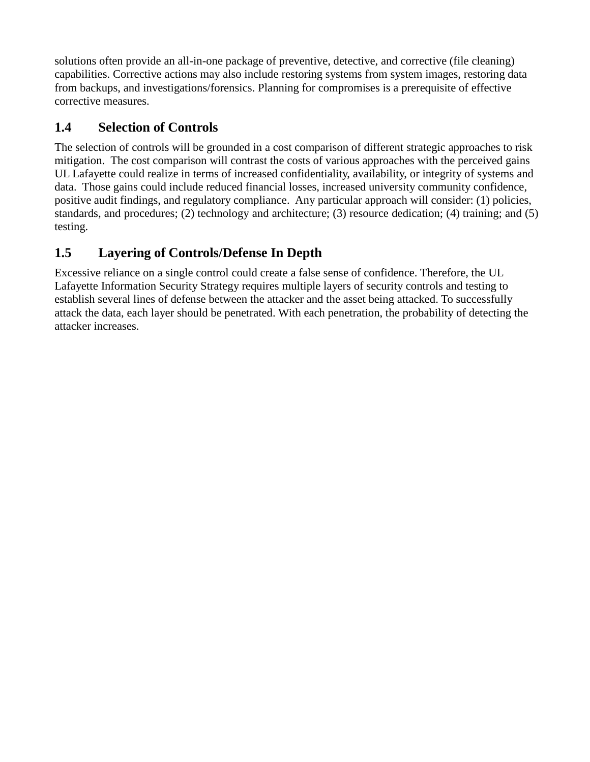solutions often provide an all-in-one package of preventive, detective, and corrective (file cleaning) capabilities. Corrective actions may also include restoring systems from system images, restoring data from backups, and investigations/forensics. Planning for compromises is a prerequisite of effective corrective measures.

## 1.4 Selection of Controls

The selection of controls will be grounded in a cost comparison of different strategic approaches to risk mitigation. The cost comparison will contrast the costs of various approaches with the perceived gains UL Lafayette could realize in terms of increased confidentiality, availability, or integrity of systems and data. Those gains could include reduced financial losses, increased university community confidence, positive audit findings, and regulatory compliance. Any particular approach will consider: (1) policies, standards, and procedures; (2) technology and architecture; (3) resource dedication; (4) training; and (5) testing.

## 1.5 Layering of Controls/Defense In Depth

Excessive reliance on a single control could create a false sense of confidence. Therefore, the UL Lafayette Information Security Strategy requires multiple layers of security controls and testing to establish several lines of defense between the attacker and the asset being attacked. To successfully attack the data, each layer should be penetrated. With each penetration, the probability of detecting the attacker increases.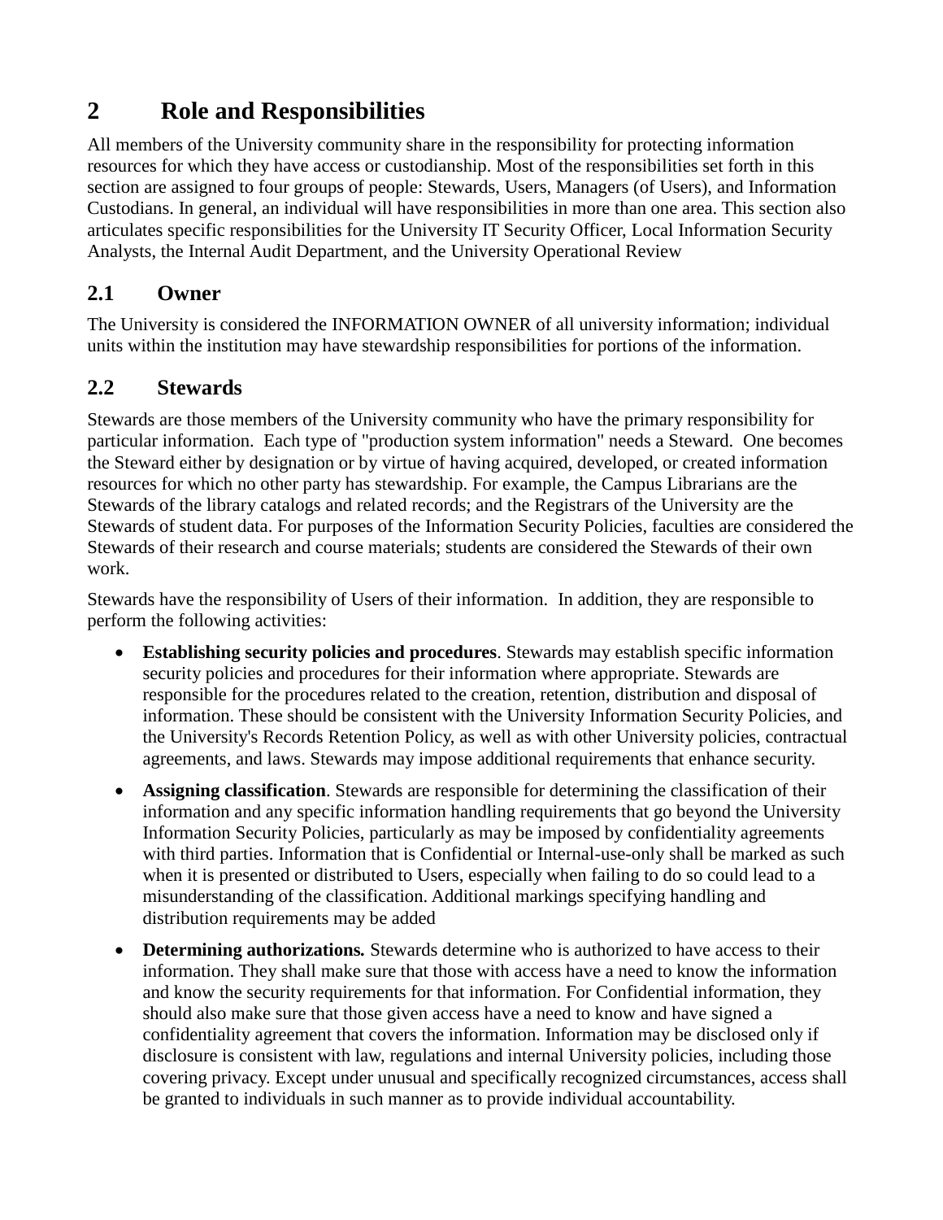# 2 Role and Responsibilities

All members of the University community share in the responsibility for protecting information resources for which they have access or custodianship. Most of the responsibilities set forth in this section are assigned to four groups of people: Stewards, Users, Managers (of Users), and Information Custodians. In general, an individual will have responsibilities in more than one area. This section also articulates specific responsibilities for the University IT Security Officer, Local Information Security Analysts, the Internal Audit Department, and the University Operational Review

## 2.1 Owner

The University is considered the INFORMATION OWNER of all university information; individual units within the institution may have stewardship responsibilities for portions of the information.

## 2.2 Stewards

Stewards are those members of the University community who have the primary responsibility for particular information. Each type of "production system information" needs a Steward. One becomes the Steward either by designation or by virtue of having acquired, developed, or created information resources for which no other party has stewardship. For example, the Campus Librarians are the Stewards of the library catalogs and related records; and the Registrars of the University are the Stewards of student data. For purposes of the Information Security Policies, faculties are considered the Stewards of their research and course materials; students are considered the Stewards of their own work.

Stewards have the responsibility of Users of their information. In addition, they are responsible to perform the following activities:

- **Establishing security policies and procedures**. Stewards may establish specific information security policies and procedures for their information where appropriate. Stewards are responsible for the procedures related to the creation, retention, distribution and disposal of information. These should be consistent with the University Information Security Policies, and the University's Records Retention Policy, as well as with other University policies, contractual agreements, and laws. Stewards may impose additional requirements that enhance security.
- **Assigning classification**. Stewards are responsible for determining the classification of their information and any specific information handling requirements that go beyond the University Information Security Policies, particularly as may be imposed by confidentiality agreements with third parties. Information that is Confidential or Internal-use-only shall be marked as such when it is presented or distributed to Users, especially when failing to do so could lead to a misunderstanding of the classification. Additional markings specifying handling and distribution requirements may be added
- ***Determining authorizations.*** Stewards determine who is authorized to have access to their information. They shall make sure that those with access have a need to know the information and know the security requirements for that information. For Confidential information, they should also make sure that those given access have a need to know and have signed a confidentiality agreement that covers the information. Information may be disclosed only if disclosure is consistent with law, regulations and internal University policies, including those covering privacy. Except under unusual and specifically recognized circumstances, access shall be granted to individuals in such manner as to provide individual accountability.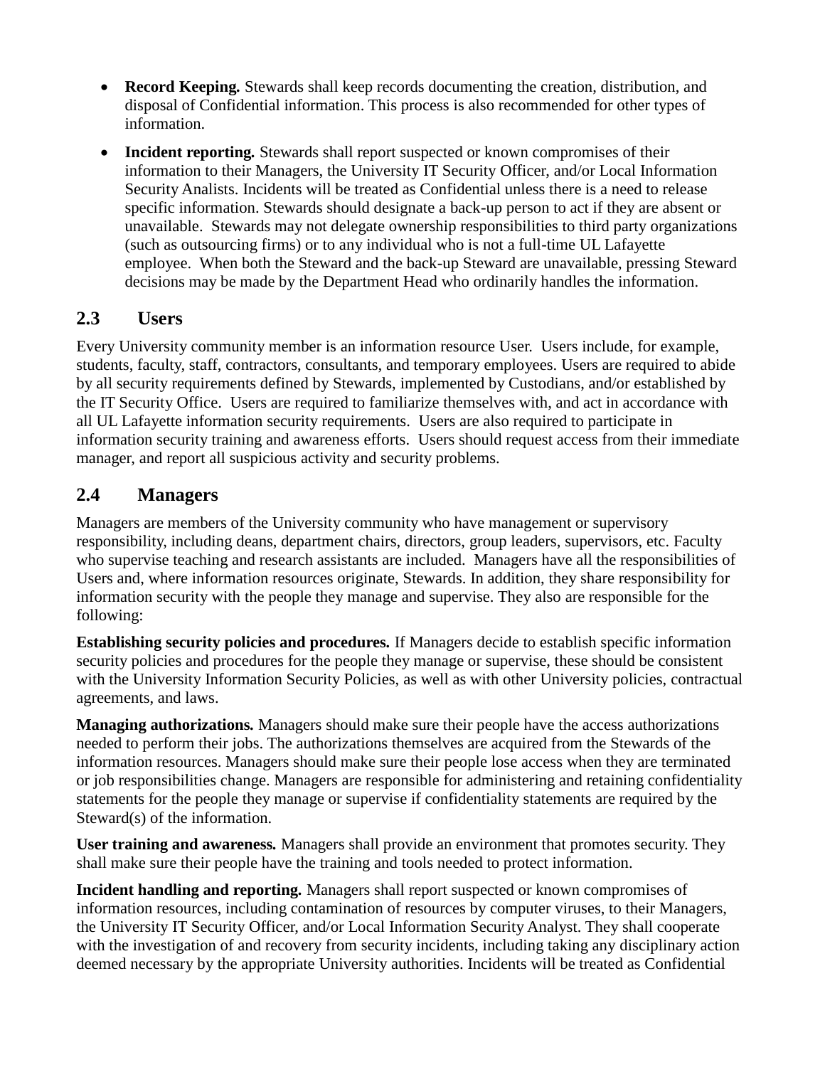- **Record Keeping.** Stewards shall keep records documenting the creation, distribution, and disposal of Confidential information. This process is also recommended for other types of information.
- **Incident reporting.** Stewards shall report suspected or known compromises of their information to their Managers, the University IT Security Officer, and/or Local Information Security Analists. Incidents will be treated as Confidential unless there is a need to release specific information. Stewards should designate a back-up person to act if they are absent or unavailable. Stewards may not delegate ownership responsibilities to third party organizations (such as outsourcing firms) or to any individual who is not a full-time UL Lafayette employee. When both the Steward and the back-up Steward are unavailable, pressing Steward decisions may be made by the Department Head who ordinarily handles the information.

## 2.3 Users

Every University community member is an information resource User. Users include, for example, students, faculty, staff, contractors, consultants, and temporary employees. Users are required to abide by all security requirements defined by Stewards, implemented by Custodians, and/or established by the IT Security Office. Users are required to familiarize themselves with, and act in accordance with all UL Lafayette information security requirements. Users are also required to participate in information security training and awareness efforts. Users should request access from their immediate manager, and report all suspicious activity and security problems.

## 2.4 Managers

Managers are members of the University community who have management or supervisory responsibility, including deans, department chairs, directors, group leaders, supervisors, etc. Faculty who supervise teaching and research assistants are included. Managers have all the responsibilities of Users and, where information resources originate, Stewards. In addition, they share responsibility for information security with the people they manage and supervise. They also are responsible for the following:

**Establishing security policies and procedures.** If Managers decide to establish specific information security policies and procedures for the people they manage or supervise, these should be consistent with the University Information Security Policies, as well as with other University policies, contractual agreements, and laws.

**Managing authorizations.** Managers should make sure their people have the access authorizations needed to perform their jobs. The authorizations themselves are acquired from the Stewards of the information resources. Managers should make sure their people lose access when they are terminated or job responsibilities change. Managers are responsible for administering and retaining confidentiality statements for the people they manage or supervise if confidentiality statements are required by the Steward(s) of the information.

**User training and awareness.** Managers shall provide an environment that promotes security. They shall make sure their people have the training and tools needed to protect information.

**Incident handling and reporting.** Managers shall report suspected or known compromises of information resources, including contamination of resources by computer viruses, to their Managers, the University IT Security Officer, and/or Local Information Security Analyst. They shall cooperate with the investigation of and recovery from security incidents, including taking any disciplinary action deemed necessary by the appropriate University authorities. Incidents will be treated as Confidential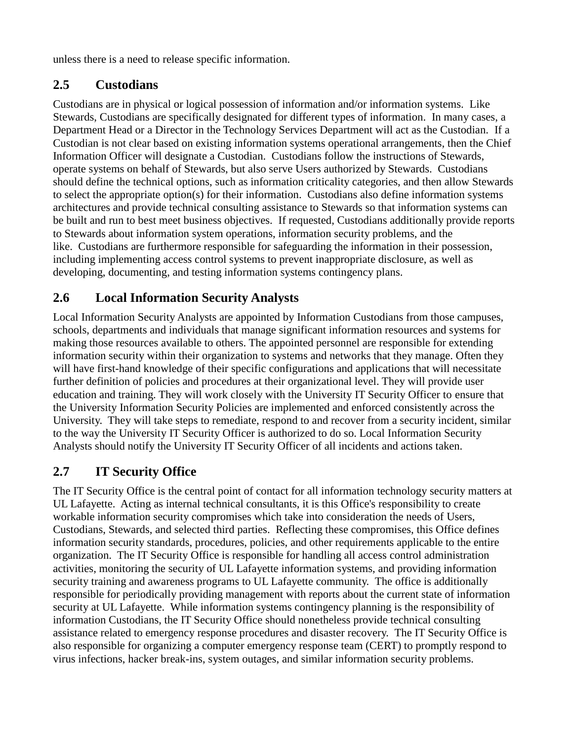unless there is a need to release specific information.

## 2.5 Custodians

Custodians are in physical or logical possession of information and/or information systems. Like Stewards, Custodians are specifically designated for different types of information. In many cases, a Department Head or a Director in the Technology Services Department will act as the Custodian. If a Custodian is not clear based on existing information systems operational arrangements, then the Chief Information Officer will designate a Custodian. Custodians follow the instructions of Stewards, operate systems on behalf of Stewards, but also serve Users authorized by Stewards. Custodians should define the technical options, such as information criticality categories, and then allow Stewards to select the appropriate option(s) for their information. Custodians also define information systems architectures and provide technical consulting assistance to Stewards so that information systems can be built and run to best meet business objectives. If requested, Custodians additionally provide reports to Stewards about information system operations, information security problems, and the like. Custodians are furthermore responsible for safeguarding the information in their possession, including implementing access control systems to prevent inappropriate disclosure, as well as developing, documenting, and testing information systems contingency plans.

## 2.6 Local Information Security Analysts

Local Information Security Analysts are appointed by Information Custodians from those campuses, schools, departments and individuals that manage significant information resources and systems for making those resources available to others. The appointed personnel are responsible for extending information security within their organization to systems and networks that they manage. Often they will have first-hand knowledge of their specific configurations and applications that will necessitate further definition of policies and procedures at their organizational level. They will provide user education and training. They will work closely with the University IT Security Officer to ensure that the University Information Security Policies are implemented and enforced consistently across the University. They will take steps to remediate, respond to and recover from a security incident, similar to the way the University IT Security Officer is authorized to do so. Local Information Security Analysts should notify the University IT Security Officer of all incidents and actions taken.

## 2.7 IT Security Office

The IT Security Office is the central point of contact for all information technology security matters at UL Lafayette. Acting as internal technical consultants, it is this Office's responsibility to create workable information security compromises which take into consideration the needs of Users, Custodians, Stewards, and selected third parties. Reflecting these compromises, this Office defines information security standards, procedures, policies, and other requirements applicable to the entire organization. The IT Security Office is responsible for handling all access control administration activities, monitoring the security of UL Lafayette information systems, and providing information security training and awareness programs to UL Lafayette community. The office is additionally responsible for periodically providing management with reports about the current state of information security at UL Lafayette. While information systems contingency planning is the responsibility of information Custodians, the IT Security Office should nonetheless provide technical consulting assistance related to emergency response procedures and disaster recovery. The IT Security Office is also responsible for organizing a computer emergency response team (CERT) to promptly respond to virus infections, hacker break-ins, system outages, and similar information security problems.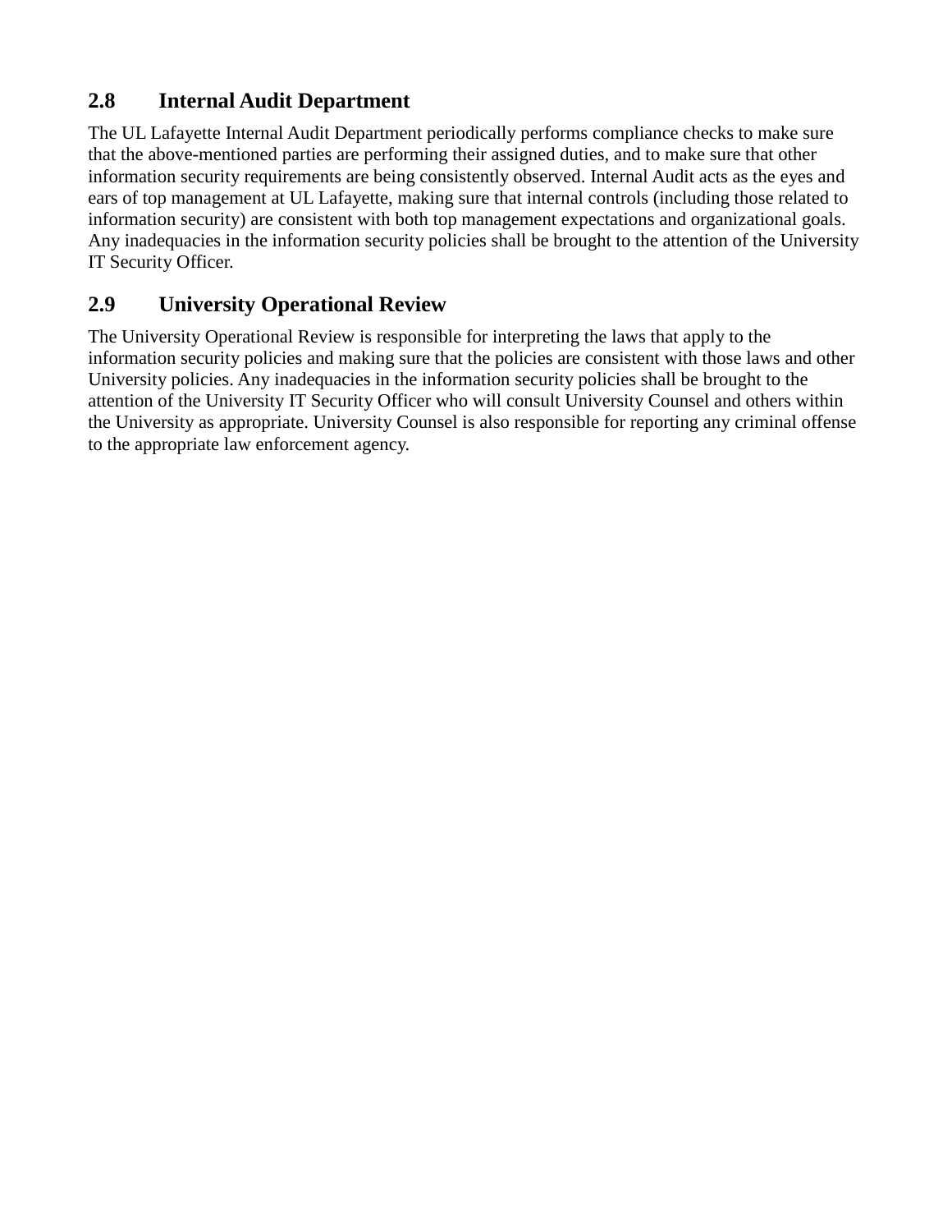## 2.8 Internal Audit Department

The UL Lafayette Internal Audit Department periodically performs compliance checks to make sure that the above-mentioned parties are performing their assigned duties, and to make sure that other information security requirements are being consistently observed. Internal Audit acts as the eyes and ears of top management at UL Lafayette, making sure that internal controls (including those related to information security) are consistent with both top management expectations and organizational goals. Any inadequacies in the information security policies shall be brought to the attention of the University IT Security Officer.

## 2.9 University Operational Review

The University Operational Review is responsible for interpreting the laws that apply to the information security policies and making sure that the policies are consistent with those laws and other University policies. Any inadequacies in the information security policies shall be brought to the attention of the University IT Security Officer who will consult University Counsel and others within the University as appropriate. University Counsel is also responsible for reporting any criminal offense to the appropriate law enforcement agency.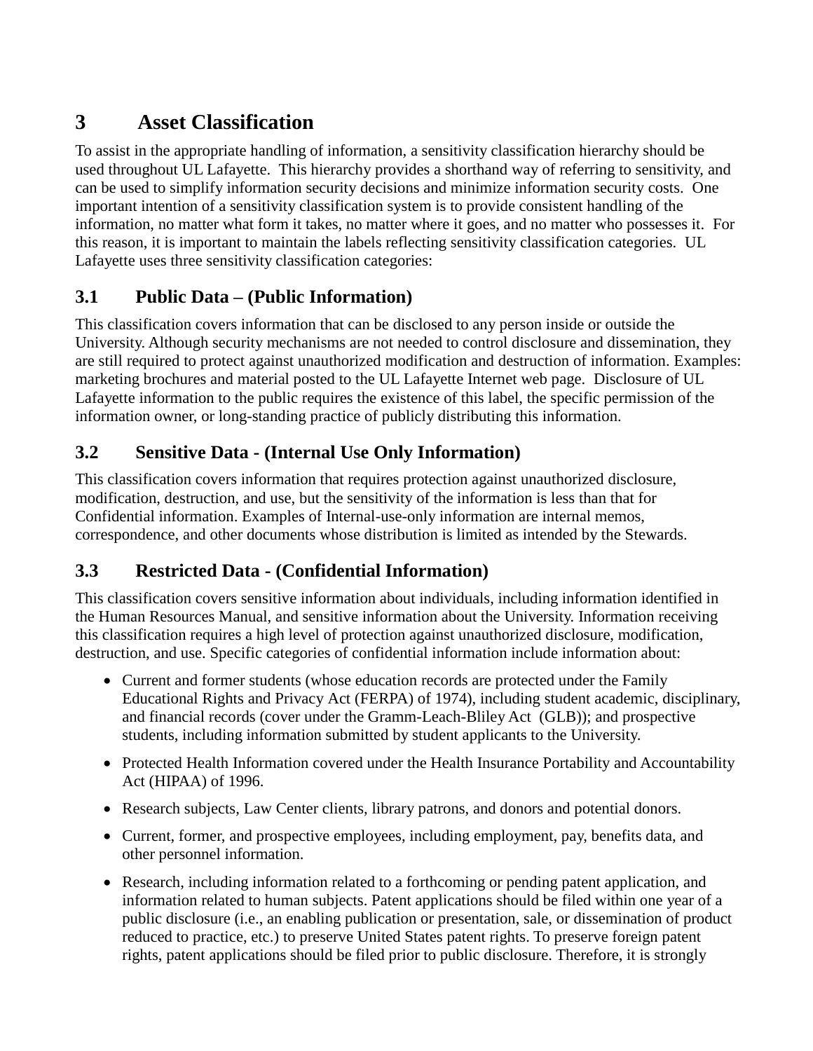# 3 Asset Classification

To assist in the appropriate handling of information, a sensitivity classification hierarchy should be used throughout UL Lafayette. This hierarchy provides a shorthand way of referring to sensitivity, and can be used to simplify information security decisions and minimize information security costs. One important intention of a sensitivity classification system is to provide consistent handling of the information, no matter what form it takes, no matter where it goes, and no matter who possesses it. For this reason, it is important to maintain the labels reflecting sensitivity classification categories. UL Lafayette uses three sensitivity classification categories:

## 3.1 Public Data – (Public Information)

This classification covers information that can be disclosed to any person inside or outside the University. Although security mechanisms are not needed to control disclosure and dissemination, they are still required to protect against unauthorized modification and destruction of information. Examples: marketing brochures and material posted to the UL Lafayette Internet web page. Disclosure of UL Lafayette information to the public requires the existence of this label, the specific permission of the information owner, or long-standing practice of publicly distributing this information.

## 3.2 Sensitive Data - (Internal Use Only Information)

This classification covers information that requires protection against unauthorized disclosure, modification, destruction, and use, but the sensitivity of the information is less than that for Confidential information. Examples of Internal-use-only information are internal memos, correspondence, and other documents whose distribution is limited as intended by the Stewards.

## 3.3 Restricted Data - (Confidential Information)

This classification covers sensitive information about individuals, including information identified in the Human Resources Manual, and sensitive information about the University. Information receiving this classification requires a high level of protection against unauthorized disclosure, modification, destruction, and use. Specific categories of confidential information include information about:

- Current and former students (whose education records are protected under the Family Educational Rights and Privacy Act (FERPA) of 1974), including student academic, disciplinary, and financial records (cover under the Gramm-Leach-Bliley Act (GLB)); and prospective students, including information submitted by student applicants to the University.
- Protected Health Information covered under the Health Insurance Portability and Accountability Act (HIPAA) of 1996.
- Research subjects, Law Center clients, library patrons, and donors and potential donors.
- Current, former, and prospective employees, including employment, pay, benefits data, and other personnel information.
- Research, including information related to a forthcoming or pending patent application, and information related to human subjects. Patent applications should be filed within one year of a public disclosure (i.e., an enabling publication or presentation, sale, or dissemination of product reduced to practice, etc.) to preserve United States patent rights. To preserve foreign patent rights, patent applications should be filed prior to public disclosure. Therefore, it is strongly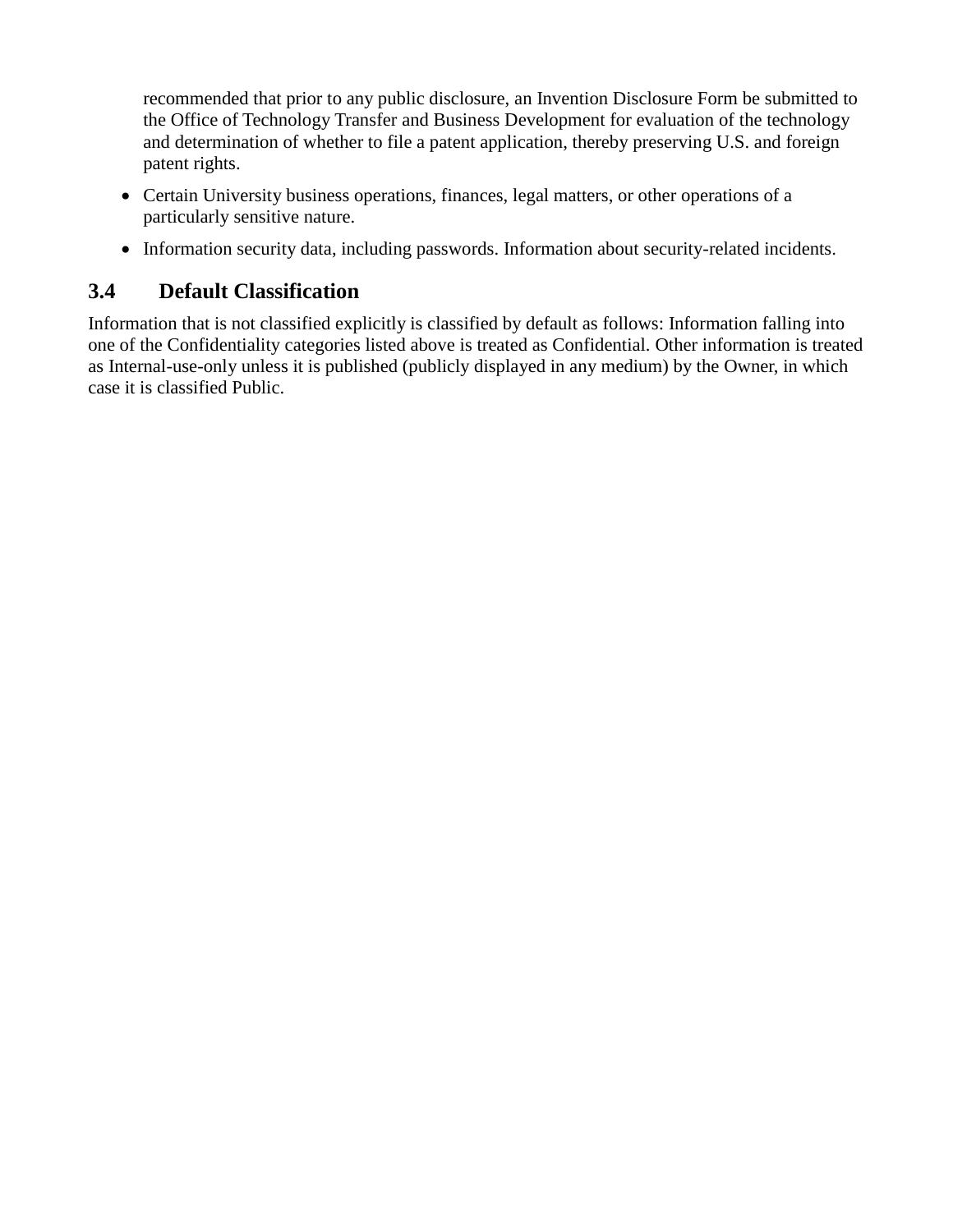recommended that prior to any public disclosure, an Invention Disclosure Form be submitted to the Office of Technology Transfer and Business Development for evaluation of the technology and determination of whether to file a patent application, thereby preserving U.S. and foreign patent rights.

- Certain University business operations, finances, legal matters, or other operations of a particularly sensitive nature.
- Information security data, including passwords. Information about security-related incidents.

## 3.4 Default Classification

Information that is not classified explicitly is classified by default as follows: Information falling into one of the Confidentiality categories listed above is treated as Confidential. Other information is treated as Internal-use-only unless it is published (publicly displayed in any medium) by the Owner, in which case it is classified Public.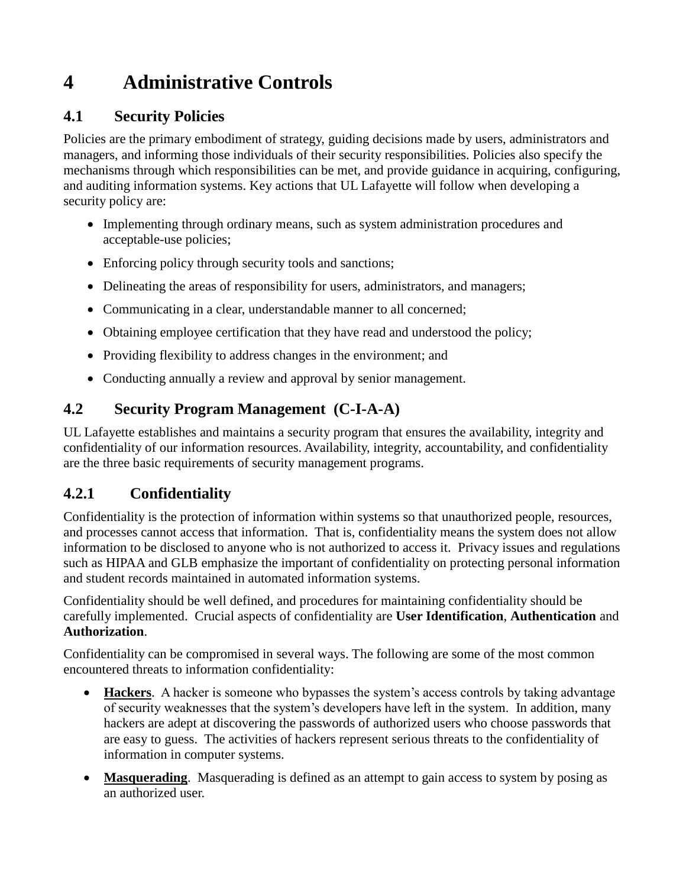# 4 Administrative Controls

## 4.1 Security Policies

Policies are the primary embodiment of strategy, guiding decisions made by users, administrators and managers, and informing those individuals of their security responsibilities. Policies also specify the mechanisms through which responsibilities can be met, and provide guidance in acquiring, configuring, and auditing information systems. Key actions that UL Lafayette will follow when developing a security policy are:

- Implementing through ordinary means, such as system administration procedures and acceptable-use policies;
- Enforcing policy through security tools and sanctions;
- Delineating the areas of responsibility for users, administrators, and managers;
- Communicating in a clear, understandable manner to all concerned;
- Obtaining employee certification that they have read and understood the policy;
- Providing flexibility to address changes in the environment; and
- Conducting annually a review and approval by senior management.

## 4.2 Security Program Management (C-I-A-A)

UL Lafayette establishes and maintains a security program that ensures the availability, integrity and confidentiality of our information resources. Availability, integrity, accountability, and confidentiality are the three basic requirements of security management programs.

### 4.2.1 Confidentiality

Confidentiality is the protection of information within systems so that unauthorized people, resources, and processes cannot access that information. That is, confidentiality means the system does not allow information to be disclosed to anyone who is not authorized to access it. Privacy issues and regulations such as HIPAA and GLB emphasize the important of confidentiality on protecting personal information and student records maintained in automated information systems.

Confidentiality should be well defined, and procedures for maintaining confidentiality should be carefully implemented. Crucial aspects of confidentiality are **User Identification**, **Authentication** and **Authorization**.

Confidentiality can be compromised in several ways. The following are some of the most common encountered threats to information confidentiality:

- **Hackers**. A hacker is someone who bypasses the system's access controls by taking advantage of security weaknesses that the system's developers have left in the system. In addition, many hackers are adept at discovering the passwords of authorized users who choose passwords that are easy to guess. The activities of hackers represent serious threats to the confidentiality of information in computer systems.
- **Masquerading**. Masquerading is defined as an attempt to gain access to system by posing as an authorized user.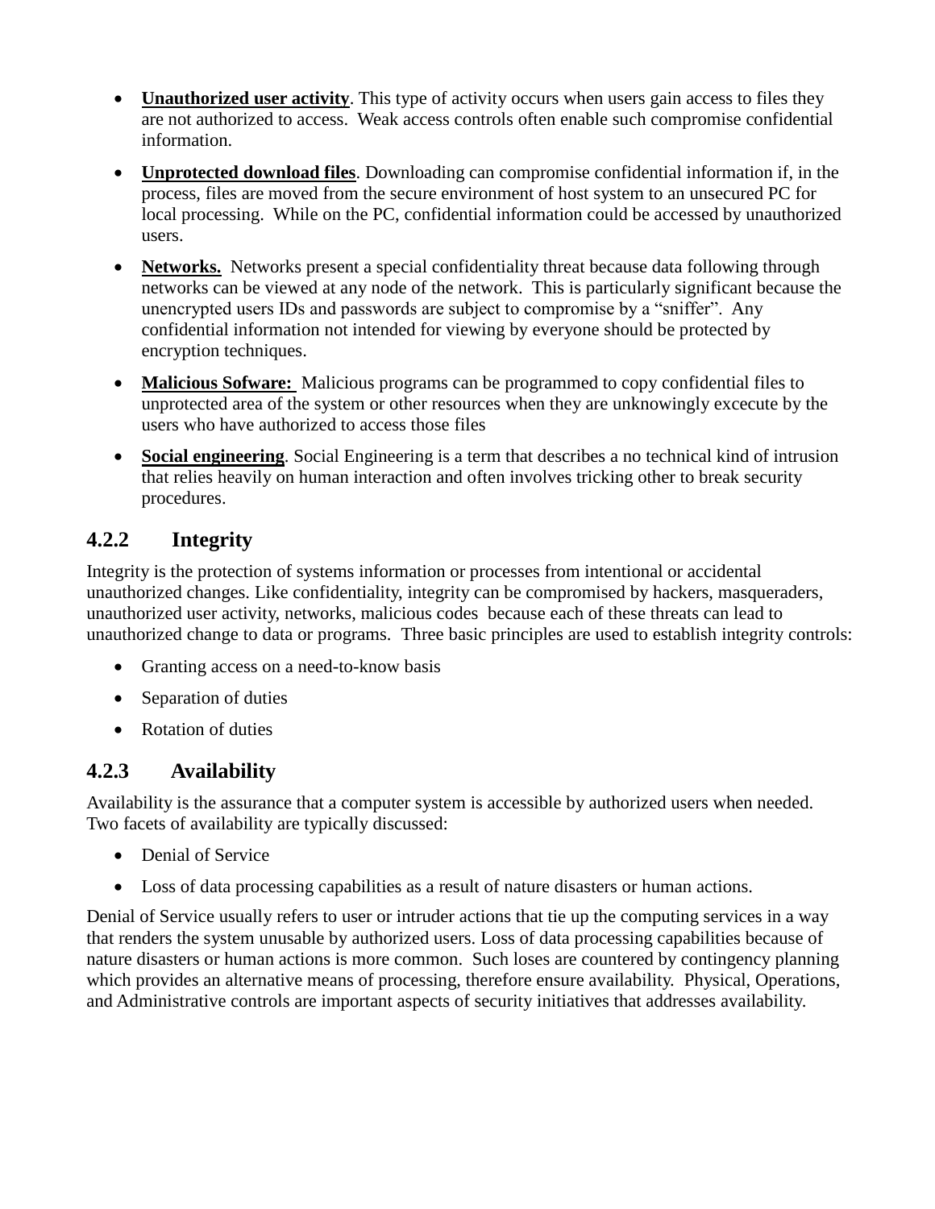- **Unauthorized user activity**. This type of activity occurs when users gain access to files they are not authorized to access. Weak access controls often enable such compromise confidential information.
- **Unprotected download files**. Downloading can compromise confidential information if, in the process, files are moved from the secure environment of host system to an unsecured PC for local processing. While on the PC, confidential information could be accessed by unauthorized users.
- **Networks.** Networks present a special confidentiality threat because data following through networks can be viewed at any node of the network. This is particularly significant because the unencrypted users IDs and passwords are subject to compromise by a "sniffer". Any confidential information not intended for viewing by everyone should be protected by encryption techniques.
- **Malicious Sofware:** Malicious programs can be programmed to copy confidential files to unprotected area of the system or other resources when they are unknowingly excecute by the users who have authorized to access those files
- **Social engineering**. Social Engineering is a term that describes a no technical kind of intrusion that relies heavily on human interaction and often involves tricking other to break security procedures.

### 4.2.2 Integrity

Integrity is the protection of systems information or processes from intentional or accidental unauthorized changes. Like confidentiality, integrity can be compromised by hackers, masqueraders, unauthorized user activity, networks, malicious codes because each of these threats can lead to unauthorized change to data or programs. Three basic principles are used to establish integrity controls:

- Granting access on a need-to-know basis
- Separation of duties
- Rotation of duties

### 4.2.3 Availability

Availability is the assurance that a computer system is accessible by authorized users when needed. Two facets of availability are typically discussed:

- Denial of Service
- Loss of data processing capabilities as a result of nature disasters or human actions.

Denial of Service usually refers to user or intruder actions that tie up the computing services in a way that renders the system unusable by authorized users. Loss of data processing capabilities because of nature disasters or human actions is more common. Such loses are countered by contingency planning which provides an alternative means of processing, therefore ensure availability. Physical, Operations, and Administrative controls are important aspects of security initiatives that addresses availability.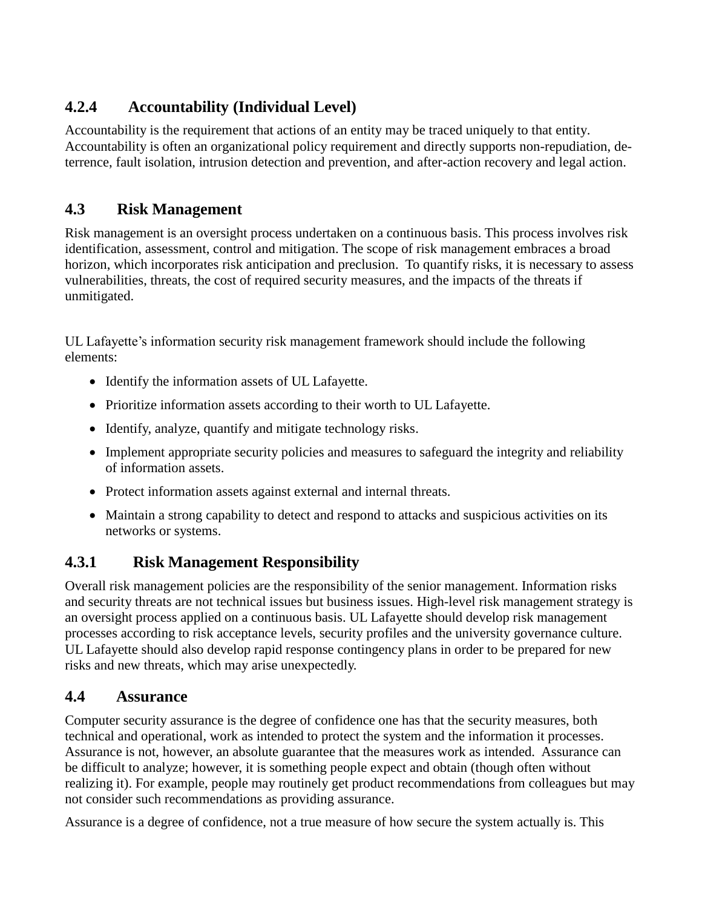### 4.2.4 Accountability (Individual Level)

Accountability is the requirement that actions of an entity may be traced uniquely to that entity. Accountability is often an organizational policy requirement and directly supports non-repudiation, deterrence, fault isolation, intrusion detection and prevention, and after-action recovery and legal action.

## 4.3 Risk Management

Risk management is an oversight process undertaken on a continuous basis. This process involves risk identification, assessment, control and mitigation. The scope of risk management embraces a broad horizon, which incorporates risk anticipation and preclusion. To quantify risks, it is necessary to assess vulnerabilities, threats, the cost of required security measures, and the impacts of the threats if unmitigated.

UL Lafayette's information security risk management framework should include the following elements:

- Identify the information assets of UL Lafayette.
- Prioritize information assets according to their worth to UL Lafayette.
- Identify, analyze, quantify and mitigate technology risks.
- Implement appropriate security policies and measures to safeguard the integrity and reliability of information assets.
- Protect information assets against external and internal threats.
- Maintain a strong capability to detect and respond to attacks and suspicious activities on its networks or systems.

### 4.3.1 Risk Management Responsibility

Overall risk management policies are the responsibility of the senior management. Information risks and security threats are not technical issues but business issues. High-level risk management strategy is an oversight process applied on a continuous basis. UL Lafayette should develop risk management processes according to risk acceptance levels, security profiles and the university governance culture. UL Lafayette should also develop rapid response contingency plans in order to be prepared for new risks and new threats, which may arise unexpectedly.

## 4.4 Assurance

Computer security assurance is the degree of confidence one has that the security measures, both technical and operational, work as intended to protect the system and the information it processes. Assurance is not, however, an absolute guarantee that the measures work as intended. Assurance can be difficult to analyze; however, it is something people expect and obtain (though often without realizing it). For example, people may routinely get product recommendations from colleagues but may not consider such recommendations as providing assurance.

Assurance is a degree of confidence, not a true measure of how secure the system actually is. This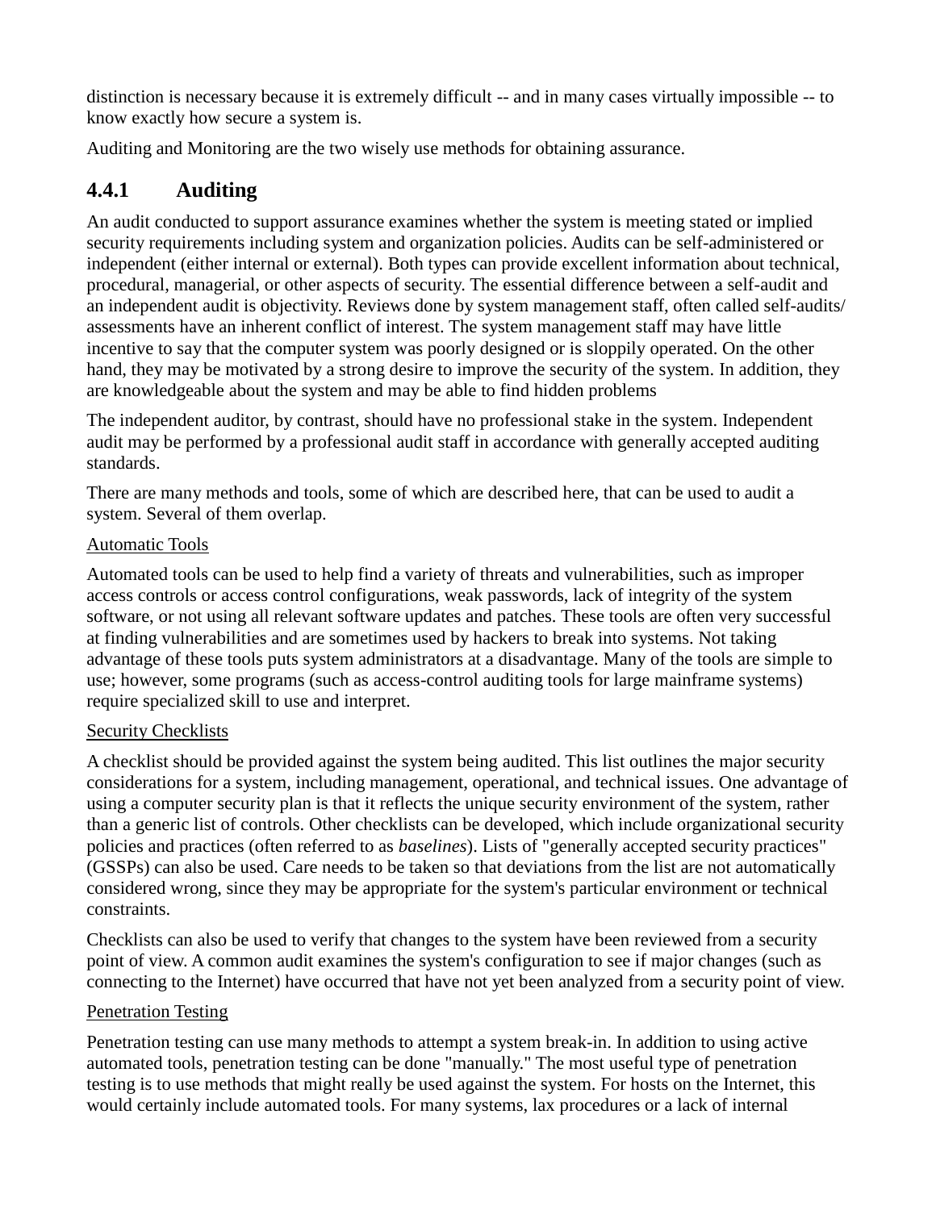distinction is necessary because it is extremely difficult -- and in many cases virtually impossible -- to know exactly how secure a system is.

Auditing and Monitoring are the two wisely use methods for obtaining assurance.

### 4.4.1 Auditing

An audit conducted to support assurance examines whether the system is meeting stated or implied security requirements including system and organization policies. Audits can be self-administered or independent (either internal or external). Both types can provide excellent information about technical, procedural, managerial, or other aspects of security. The essential difference between a self-audit and an independent audit is objectivity. Reviews done by system management staff, often called self-audits/ assessments have an inherent conflict of interest. The system management staff may have little incentive to say that the computer system was poorly designed or is sloppily operated. On the other hand, they may be motivated by a strong desire to improve the security of the system. In addition, they are knowledgeable about the system and may be able to find hidden problems

The independent auditor, by contrast, should have no professional stake in the system. Independent audit may be performed by a professional audit staff in accordance with generally accepted auditing standards.

There are many methods and tools, some of which are described here, that can be used to audit a system. Several of them overlap.

<u>Automatic Tools</u>

Automated tools can be used to help find a variety of threats and vulnerabilities, such as improper access controls or access control configurations, weak passwords, lack of integrity of the system software, or not using all relevant software updates and patches. These tools are often very successful at finding vulnerabilities and are sometimes used by hackers to break into systems. Not taking advantage of these tools puts system administrators at a disadvantage. Many of the tools are simple to use; however, some programs (such as access-control auditing tools for large mainframe systems) require specialized skill to use and interpret.

<u>Security Checklists</u>

A checklist should be provided against the system being audited. This list outlines the major security considerations for a system, including management, operational, and technical issues. One advantage of using a computer security plan is that it reflects the unique security environment of the system, rather than a generic list of controls. Other checklists can be developed, which include organizational security policies and practices (often referred to as *baselines*). Lists of "generally accepted security practices" (GSSPs) can also be used. Care needs to be taken so that deviations from the list are not automatically considered wrong, since they may be appropriate for the system's particular environment or technical constraints.

Checklists can also be used to verify that changes to the system have been reviewed from a security point of view. A common audit examines the system's configuration to see if major changes (such as connecting to the Internet) have occurred that have not yet been analyzed from a security point of view.

<u>Penetration Testing</u>

Penetration testing can use many methods to attempt a system break-in. In addition to using active automated tools, penetration testing can be done "manually." The most useful type of penetration testing is to use methods that might really be used against the system. For hosts on the Internet, this would certainly include automated tools. For many systems, lax procedures or a lack of internal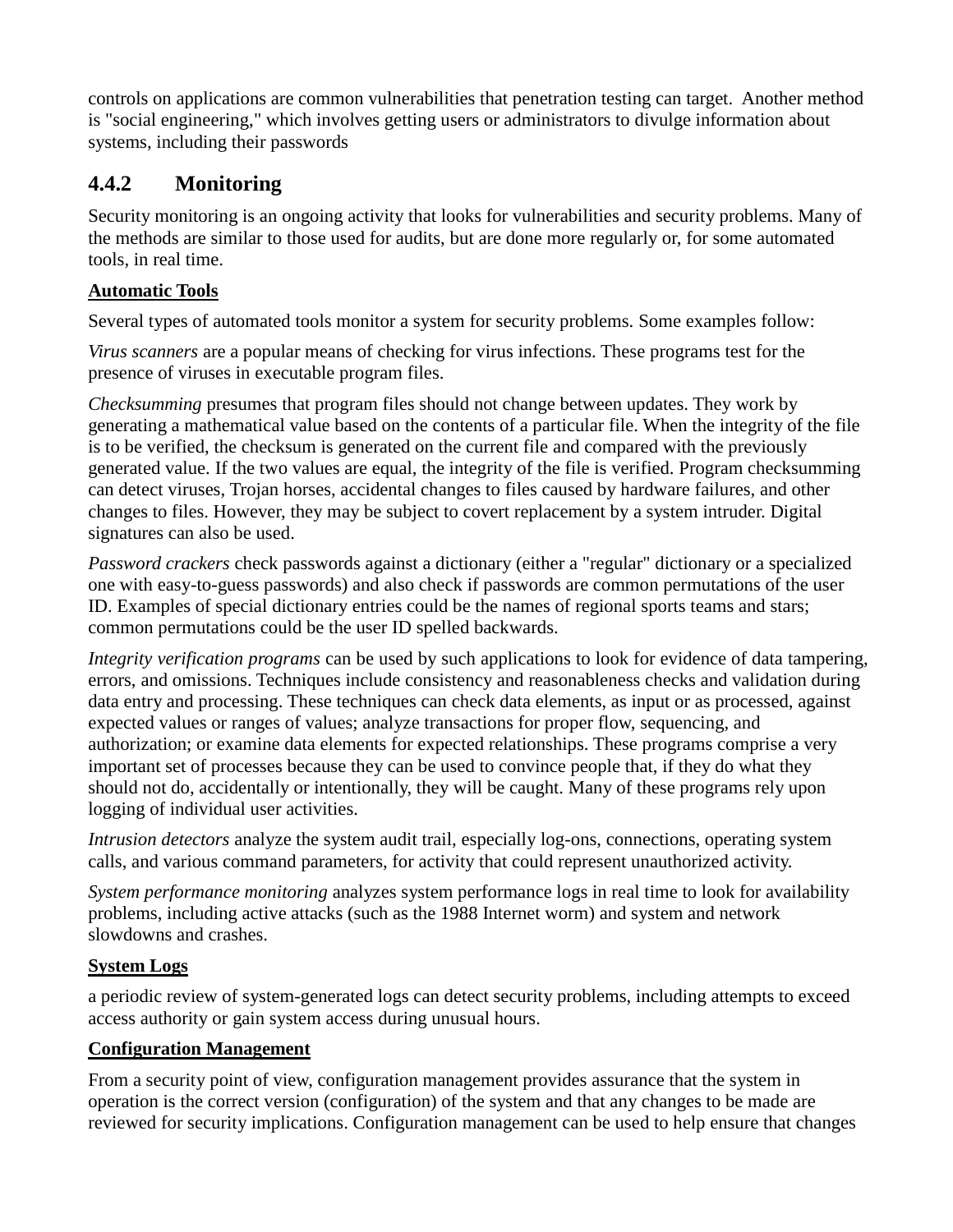controls on applications are common vulnerabilities that penetration testing can target. Another method is "social engineering," which involves getting users or administrators to divulge information about systems, including their passwords

### 4.4.2 Monitoring

Security monitoring is an ongoing activity that looks for vulnerabilities and security problems. Many of the methods are similar to those used for audits, but are done more regularly or, for some automated tools, in real time.

**Automatic Tools**

Several types of automated tools monitor a system for security problems. Some examples follow:

*Virus scanners* are a popular means of checking for virus infections. These programs test for the presence of viruses in executable program files.

*Checksumming* presumes that program files should not change between updates. They work by generating a mathematical value based on the contents of a particular file. When the integrity of the file is to be verified, the checksum is generated on the current file and compared with the previously generated value. If the two values are equal, the integrity of the file is verified. Program checksumming can detect viruses, Trojan horses, accidental changes to files caused by hardware failures, and other changes to files. However, they may be subject to covert replacement by a system intruder. Digital signatures can also be used.

*Password crackers* check passwords against a dictionary (either a "regular" dictionary or a specialized one with easy-to-guess passwords) and also check if passwords are common permutations of the user ID. Examples of special dictionary entries could be the names of regional sports teams and stars; common permutations could be the user ID spelled backwards.

*Integrity verification programs* can be used by such applications to look for evidence of data tampering, errors, and omissions. Techniques include consistency and reasonableness checks and validation during data entry and processing. These techniques can check data elements, as input or as processed, against expected values or ranges of values; analyze transactions for proper flow, sequencing, and authorization; or examine data elements for expected relationships. These programs comprise a very important set of processes because they can be used to convince people that, if they do what they should not do, accidentally or intentionally, they will be caught. Many of these programs rely upon logging of individual user activities.

*Intrusion detectors* analyze the system audit trail, especially log-ons, connections, operating system calls, and various command parameters, for activity that could represent unauthorized activity.

*System performance monitoring* analyzes system performance logs in real time to look for availability problems, including active attacks (such as the 1988 Internet worm) and system and network slowdowns and crashes.

**System Logs**

a periodic review of system-generated logs can detect security problems, including attempts to exceed access authority or gain system access during unusual hours.

**Configuration Management**

From a security point of view, configuration management provides assurance that the system in operation is the correct version (configuration) of the system and that any changes to be made are reviewed for security implications. Configuration management can be used to help ensure that changes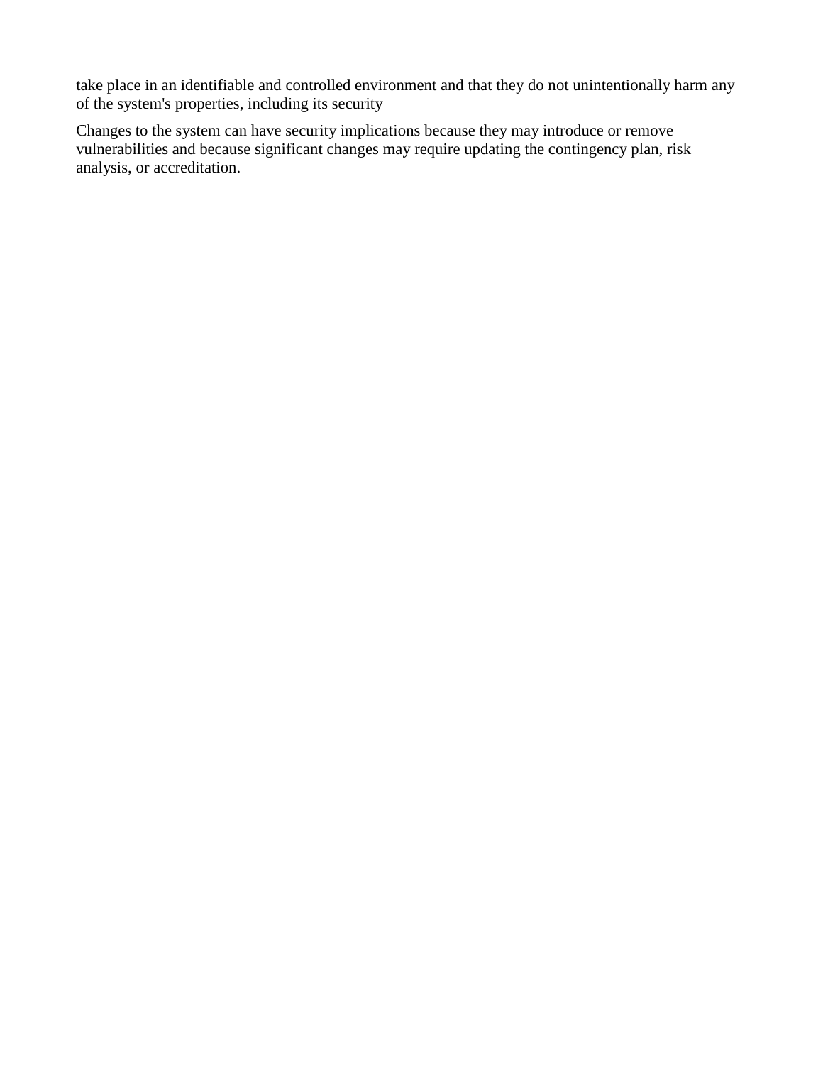take place in an identifiable and controlled environment and that they do not unintentionally harm any of the system's properties, including its security

Changes to the system can have security implications because they may introduce or remove vulnerabilities and because significant changes may require updating the contingency plan, risk analysis, or accreditation.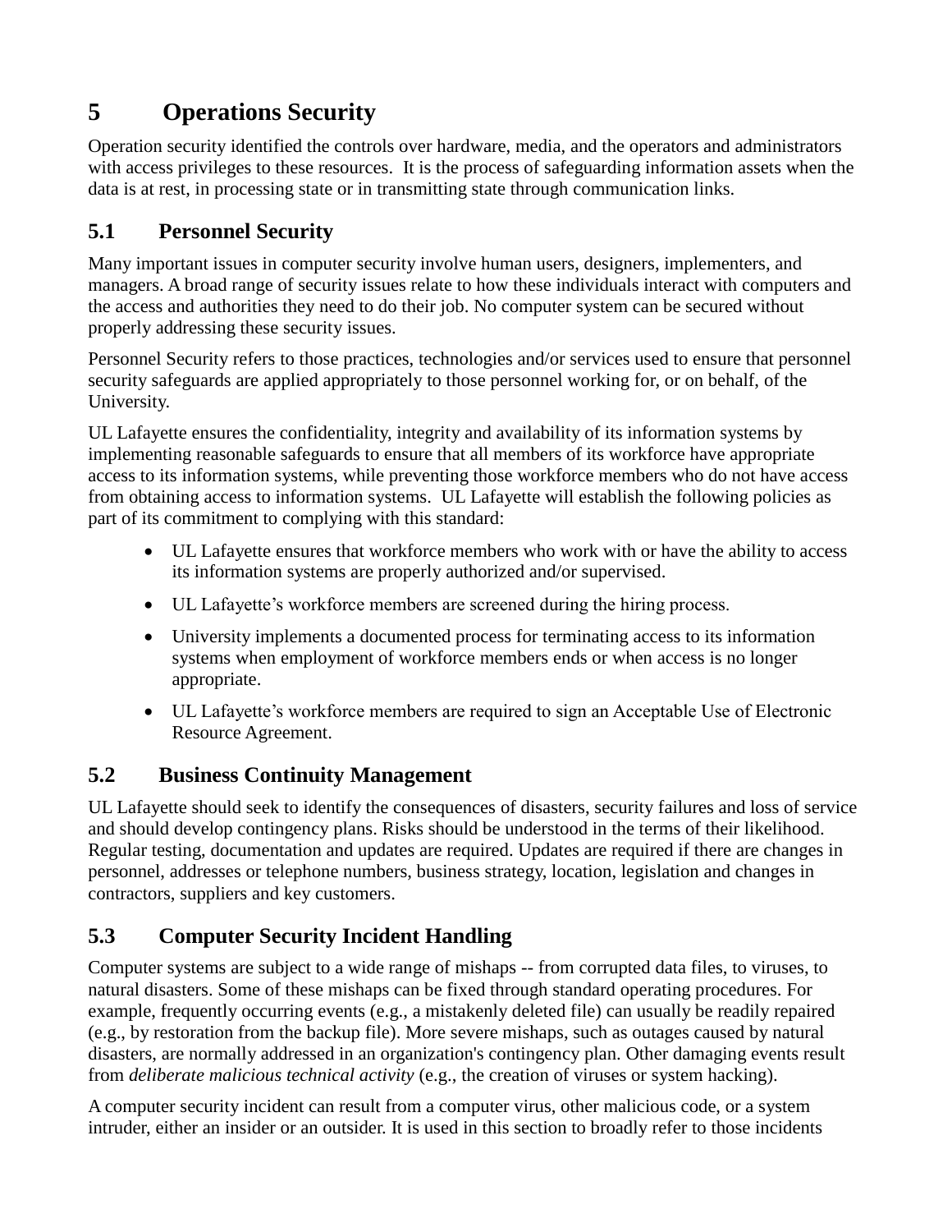# 5 Operations Security

Operation security identified the controls over hardware, media, and the operators and administrators with access privileges to these resources. It is the process of safeguarding information assets when the data is at rest, in processing state or in transmitting state through communication links.

## 5.1 Personnel Security

Many important issues in computer security involve human users, designers, implementers, and managers. A broad range of security issues relate to how these individuals interact with computers and the access and authorities they need to do their job. No computer system can be secured without properly addressing these security issues.

Personnel Security refers to those practices, technologies and/or services used to ensure that personnel security safeguards are applied appropriately to those personnel working for, or on behalf, of the University.

UL Lafayette ensures the confidentiality, integrity and availability of its information systems by implementing reasonable safeguards to ensure that all members of its workforce have appropriate access to its information systems, while preventing those workforce members who do not have access from obtaining access to information systems. UL Lafayette will establish the following policies as part of its commitment to complying with this standard:

- UL Lafayette ensures that workforce members who work with or have the ability to access its information systems are properly authorized and/or supervised.
- UL Lafayette's workforce members are screened during the hiring process.
- University implements a documented process for terminating access to its information systems when employment of workforce members ends or when access is no longer appropriate.
- UL Lafayette's workforce members are required to sign an Acceptable Use of Electronic Resource Agreement.

## 5.2 Business Continuity Management

UL Lafayette should seek to identify the consequences of disasters, security failures and loss of service and should develop contingency plans. Risks should be understood in the terms of their likelihood. Regular testing, documentation and updates are required. Updates are required if there are changes in personnel, addresses or telephone numbers, business strategy, location, legislation and changes in contractors, suppliers and key customers.

## 5.3 Computer Security Incident Handling

Computer systems are subject to a wide range of mishaps -- from corrupted data files, to viruses, to natural disasters. Some of these mishaps can be fixed through standard operating procedures. For example, frequently occurring events (e.g., a mistakenly deleted file) can usually be readily repaired (e.g., by restoration from the backup file). More severe mishaps, such as outages caused by natural disasters, are normally addressed in an organization's contingency plan. Other damaging events result from *deliberate malicious technical activity* (e.g., the creation of viruses or system hacking).

A computer security incident can result from a computer virus, other malicious code, or a system intruder, either an insider or an outsider. It is used in this section to broadly refer to those incidents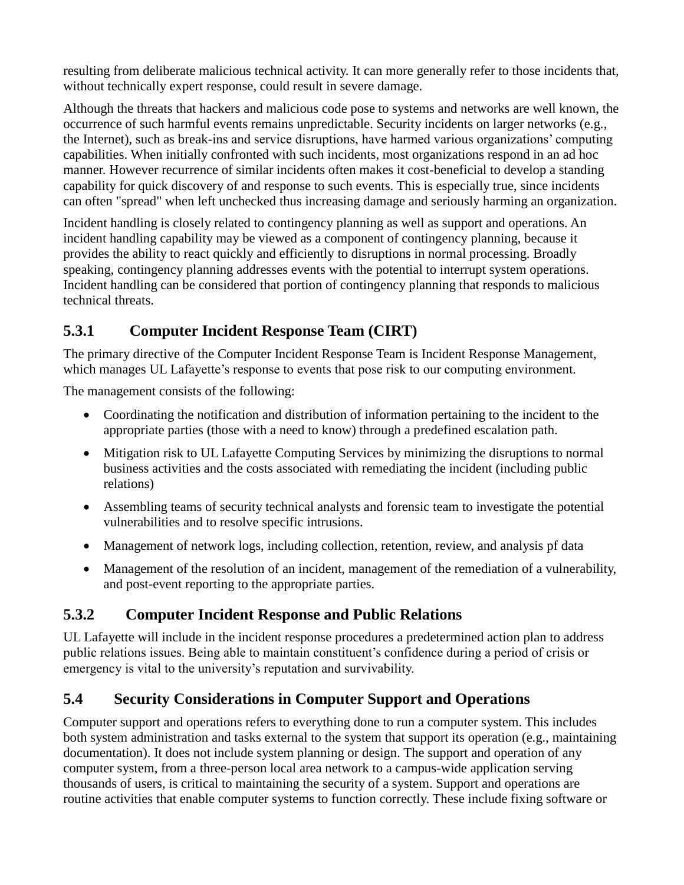resulting from deliberate malicious technical activity. It can more generally refer to those incidents that, without technically expert response, could result in severe damage.

Although the threats that hackers and malicious code pose to systems and networks are well known, the occurrence of such harmful events remains unpredictable. Security incidents on larger networks (e.g., the Internet), such as break-ins and service disruptions, have harmed various organizations' computing capabilities. When initially confronted with such incidents, most organizations respond in an ad hoc manner. However recurrence of similar incidents often makes it cost-beneficial to develop a standing capability for quick discovery of and response to such events. This is especially true, since incidents can often "spread" when left unchecked thus increasing damage and seriously harming an organization.

Incident handling is closely related to contingency planning as well as support and operations. An incident handling capability may be viewed as a component of contingency planning, because it provides the ability to react quickly and efficiently to disruptions in normal processing. Broadly speaking, contingency planning addresses events with the potential to interrupt system operations. Incident handling can be considered that portion of contingency planning that responds to malicious technical threats.

### 5.3.1 Computer Incident Response Team (CIRT)

The primary directive of the Computer Incident Response Team is Incident Response Management, which manages UL Lafayette's response to events that pose risk to our computing environment.

The management consists of the following:

- Coordinating the notification and distribution of information pertaining to the incident to the appropriate parties (those with a need to know) through a predefined escalation path.
- Mitigation risk to UL Lafayette Computing Services by minimizing the disruptions to normal business activities and the costs associated with remediating the incident (including public relations)
- Assembling teams of security technical analysts and forensic team to investigate the potential vulnerabilities and to resolve specific intrusions.
- Management of network logs, including collection, retention, review, and analysis pf data
- Management of the resolution of an incident, management of the remediation of a vulnerability, and post-event reporting to the appropriate parties.

### 5.3.2 Computer Incident Response and Public Relations

UL Lafayette will include in the incident response procedures a predetermined action plan to address public relations issues. Being able to maintain constituent's confidence during a period of crisis or emergency is vital to the university's reputation and survivability.

## 5.4 Security Considerations in Computer Support and Operations

Computer support and operations refers to everything done to run a computer system. This includes both system administration and tasks external to the system that support its operation (e.g., maintaining documentation). It does not include system planning or design. The support and operation of any computer system, from a three-person local area network to a campus-wide application serving thousands of users, is critical to maintaining the security of a system. Support and operations are routine activities that enable computer systems to function correctly. These include fixing software or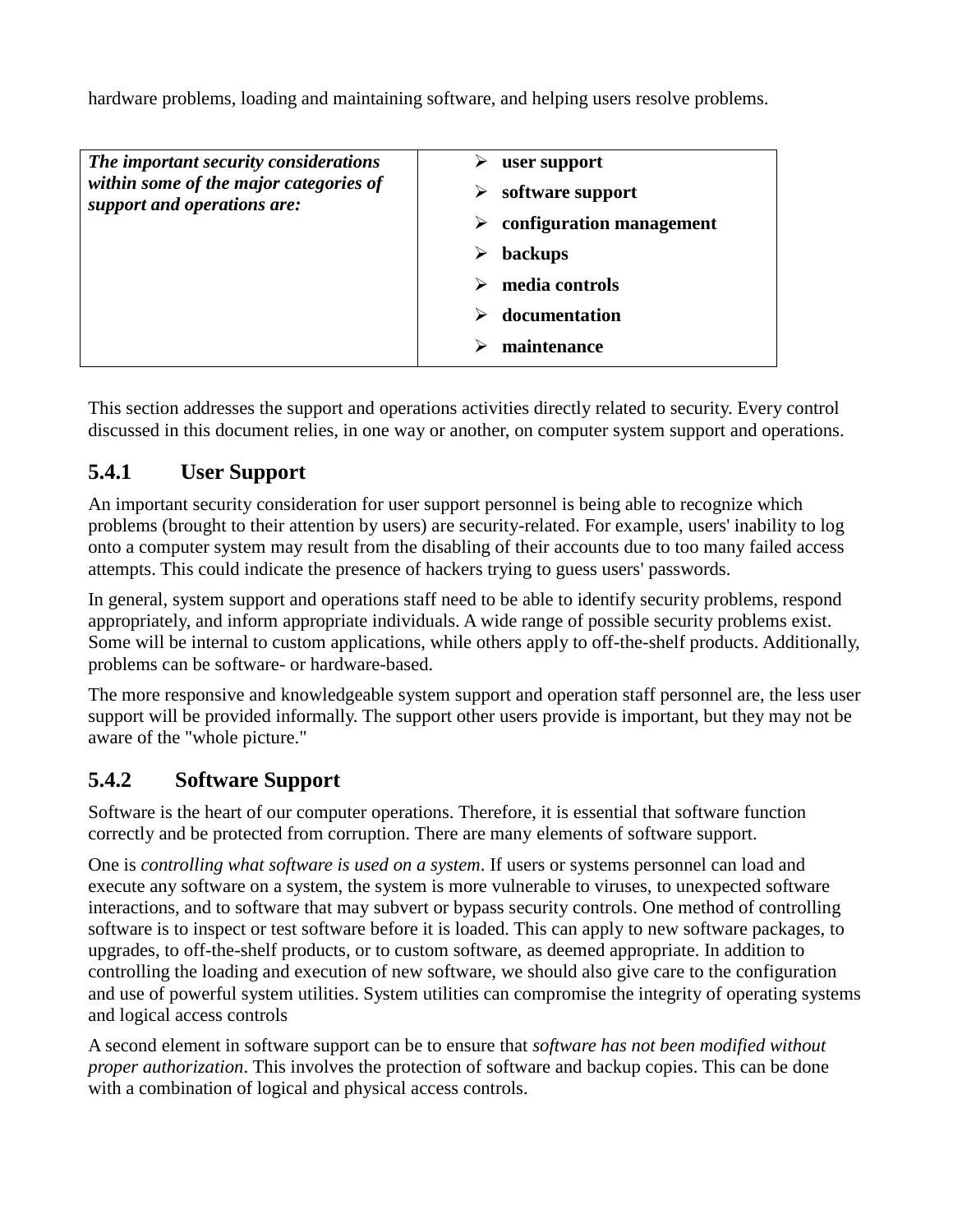hardware problems, loading and maintaining software, and helping users resolve problems.

| | |
|---|---|
| ***The important security considerations within some of the major categories of support and operations are:*** | ➢ **user support**<br>➢ **software support**<br>➢ **configuration management**<br>➢ **backups**<br>➢ **media controls**<br>➢ **documentation**<br>➢ **maintenance** |

This section addresses the support and operations activities directly related to security. Every control discussed in this document relies, in one way or another, on computer system support and operations.

### 5.4.1 User Support

An important security consideration for user support personnel is being able to recognize which problems (brought to their attention by users) are security-related. For example, users' inability to log onto a computer system may result from the disabling of their accounts due to too many failed access attempts. This could indicate the presence of hackers trying to guess users' passwords.

In general, system support and operations staff need to be able to identify security problems, respond appropriately, and inform appropriate individuals. A wide range of possible security problems exist. Some will be internal to custom applications, while others apply to off-the-shelf products. Additionally, problems can be software- or hardware-based.

The more responsive and knowledgeable system support and operation staff personnel are, the less user support will be provided informally. The support other users provide is important, but they may not be aware of the "whole picture."

### 5.4.2 Software Support

Software is the heart of our computer operations. Therefore, it is essential that software function correctly and be protected from corruption. There are many elements of software support.

One is *controlling what software is used on a system*. If users or systems personnel can load and execute any software on a system, the system is more vulnerable to viruses, to unexpected software interactions, and to software that may subvert or bypass security controls. One method of controlling software is to inspect or test software before it is loaded. This can apply to new software packages, to upgrades, to off-the-shelf products, or to custom software, as deemed appropriate. In addition to controlling the loading and execution of new software, we should also give care to the configuration and use of powerful system utilities. System utilities can compromise the integrity of operating systems and logical access controls

A second element in software support can be to ensure that *software has not been modified without proper authorization*. This involves the protection of software and backup copies. This can be done with a combination of logical and physical access controls.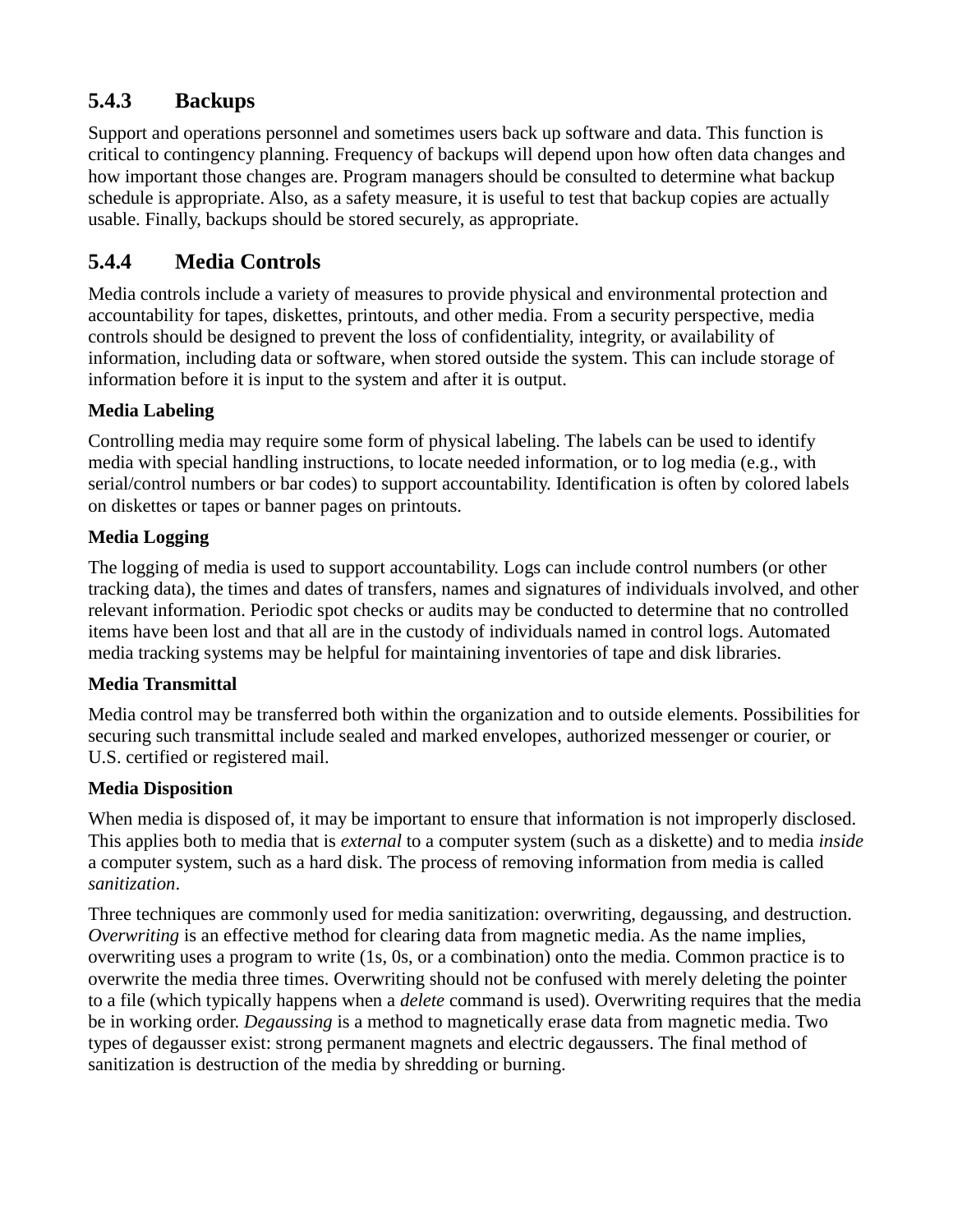### 5.4.3 Backups

Support and operations personnel and sometimes users back up software and data. This function is critical to contingency planning. Frequency of backups will depend upon how often data changes and how important those changes are. Program managers should be consulted to determine what backup schedule is appropriate. Also, as a safety measure, it is useful to test that backup copies are actually usable. Finally, backups should be stored securely, as appropriate.

### 5.4.4 Media Controls

Media controls include a variety of measures to provide physical and environmental protection and accountability for tapes, diskettes, printouts, and other media. From a security perspective, media controls should be designed to prevent the loss of confidentiality, integrity, or availability of information, including data or software, when stored outside the system. This can include storage of information before it is input to the system and after it is output.

**Media Labeling**

Controlling media may require some form of physical labeling. The labels can be used to identify media with special handling instructions, to locate needed information, or to log media (e.g., with serial/control numbers or bar codes) to support accountability. Identification is often by colored labels on diskettes or tapes or banner pages on printouts.

**Media Logging**

The logging of media is used to support accountability. Logs can include control numbers (or other tracking data), the times and dates of transfers, names and signatures of individuals involved, and other relevant information. Periodic spot checks or audits may be conducted to determine that no controlled items have been lost and that all are in the custody of individuals named in control logs. Automated media tracking systems may be helpful for maintaining inventories of tape and disk libraries.

**Media Transmittal**

Media control may be transferred both within the organization and to outside elements. Possibilities for securing such transmittal include sealed and marked envelopes, authorized messenger or courier, or U.S. certified or registered mail.

**Media Disposition**

When media is disposed of, it may be important to ensure that information is not improperly disclosed. This applies both to media that is *external* to a computer system (such as a diskette) and to media *inside* a computer system, such as a hard disk. The process of removing information from media is called *sanitization*.

Three techniques are commonly used for media sanitization: overwriting, degaussing, and destruction. *Overwriting* is an effective method for clearing data from magnetic media. As the name implies, overwriting uses a program to write (1s, 0s, or a combination) onto the media. Common practice is to overwrite the media three times. Overwriting should not be confused with merely deleting the pointer to a file (which typically happens when a *delete* command is used). Overwriting requires that the media be in working order. *Degaussing* is a method to magnetically erase data from magnetic media. Two types of degausser exist: strong permanent magnets and electric degaussers. The final method of sanitization is destruction of the media by shredding or burning.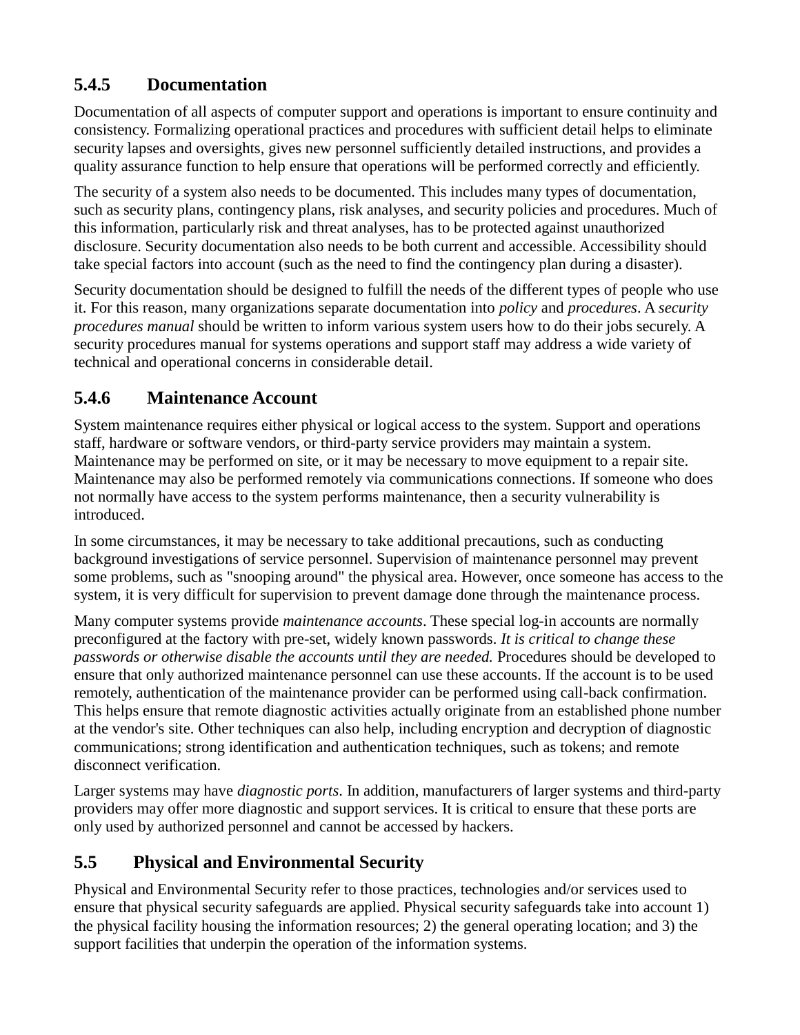### 5.4.5 Documentation

Documentation of all aspects of computer support and operations is important to ensure continuity and consistency. Formalizing operational practices and procedures with sufficient detail helps to eliminate security lapses and oversights, gives new personnel sufficiently detailed instructions, and provides a quality assurance function to help ensure that operations will be performed correctly and efficiently.

The security of a system also needs to be documented. This includes many types of documentation, such as security plans, contingency plans, risk analyses, and security policies and procedures. Much of this information, particularly risk and threat analyses, has to be protected against unauthorized disclosure. Security documentation also needs to be both current and accessible. Accessibility should take special factors into account (such as the need to find the contingency plan during a disaster).

Security documentation should be designed to fulfill the needs of the different types of people who use it. For this reason, many organizations separate documentation into *policy* and *procedures*. A *security procedures manual* should be written to inform various system users how to do their jobs securely. A security procedures manual for systems operations and support staff may address a wide variety of technical and operational concerns in considerable detail.

### 5.4.6 Maintenance Account

System maintenance requires either physical or logical access to the system. Support and operations staff, hardware or software vendors, or third-party service providers may maintain a system. Maintenance may be performed on site, or it may be necessary to move equipment to a repair site. Maintenance may also be performed remotely via communications connections. If someone who does not normally have access to the system performs maintenance, then a security vulnerability is introduced.

In some circumstances, it may be necessary to take additional precautions, such as conducting background investigations of service personnel. Supervision of maintenance personnel may prevent some problems, such as "snooping around" the physical area. However, once someone has access to the system, it is very difficult for supervision to prevent damage done through the maintenance process.

Many computer systems provide *maintenance accounts*. These special log-in accounts are normally preconfigured at the factory with pre-set, widely known passwords. *It is critical to change these passwords or otherwise disable the accounts until they are needed.* Procedures should be developed to ensure that only authorized maintenance personnel can use these accounts. If the account is to be used remotely, authentication of the maintenance provider can be performed using call-back confirmation. This helps ensure that remote diagnostic activities actually originate from an established phone number at the vendor's site. Other techniques can also help, including encryption and decryption of diagnostic communications; strong identification and authentication techniques, such as tokens; and remote disconnect verification.

Larger systems may have *diagnostic ports*. In addition, manufacturers of larger systems and third-party providers may offer more diagnostic and support services. It is critical to ensure that these ports are only used by authorized personnel and cannot be accessed by hackers.

## 5.5 Physical and Environmental Security

Physical and Environmental Security refer to those practices, technologies and/or services used to ensure that physical security safeguards are applied. Physical security safeguards take into account 1) the physical facility housing the information resources; 2) the general operating location; and 3) the support facilities that underpin the operation of the information systems.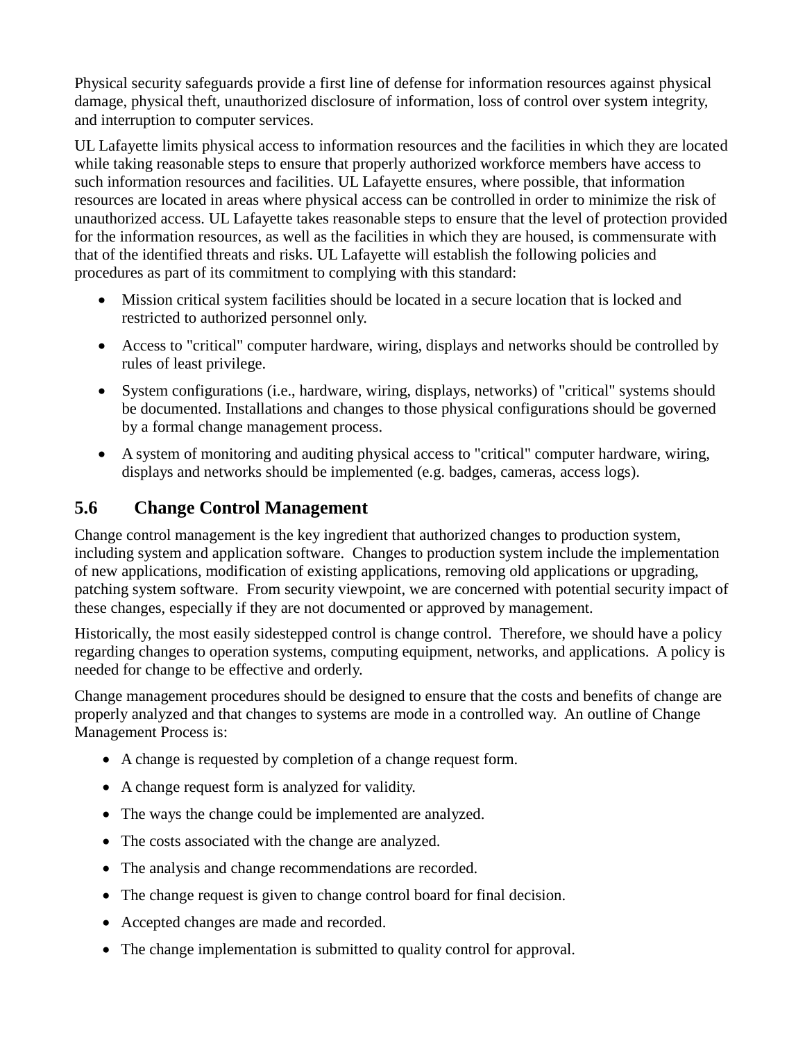Physical security safeguards provide a first line of defense for information resources against physical damage, physical theft, unauthorized disclosure of information, loss of control over system integrity, and interruption to computer services.

UL Lafayette limits physical access to information resources and the facilities in which they are located while taking reasonable steps to ensure that properly authorized workforce members have access to such information resources and facilities. UL Lafayette ensures, where possible, that information resources are located in areas where physical access can be controlled in order to minimize the risk of unauthorized access. UL Lafayette takes reasonable steps to ensure that the level of protection provided for the information resources, as well as the facilities in which they are housed, is commensurate with that of the identified threats and risks. UL Lafayette will establish the following policies and procedures as part of its commitment to complying with this standard:

- Mission critical system facilities should be located in a secure location that is locked and restricted to authorized personnel only.
- Access to "critical" computer hardware, wiring, displays and networks should be controlled by rules of least privilege.
- System configurations (i.e., hardware, wiring, displays, networks) of "critical" systems should be documented. Installations and changes to those physical configurations should be governed by a formal change management process.
- A system of monitoring and auditing physical access to "critical" computer hardware, wiring, displays and networks should be implemented (e.g. badges, cameras, access logs).

## 5.6 Change Control Management

Change control management is the key ingredient that authorized changes to production system, including system and application software. Changes to production system include the implementation of new applications, modification of existing applications, removing old applications or upgrading, patching system software. From security viewpoint, we are concerned with potential security impact of these changes, especially if they are not documented or approved by management.

Historically, the most easily sidestepped control is change control. Therefore, we should have a policy regarding changes to operation systems, computing equipment, networks, and applications. A policy is needed for change to be effective and orderly.

Change management procedures should be designed to ensure that the costs and benefits of change are properly analyzed and that changes to systems are mode in a controlled way. An outline of Change Management Process is:

- A change is requested by completion of a change request form.
- A change request form is analyzed for validity.
- The ways the change could be implemented are analyzed.
- The costs associated with the change are analyzed.
- The analysis and change recommendations are recorded.
- The change request is given to change control board for final decision.
- Accepted changes are made and recorded.
- The change implementation is submitted to quality control for approval.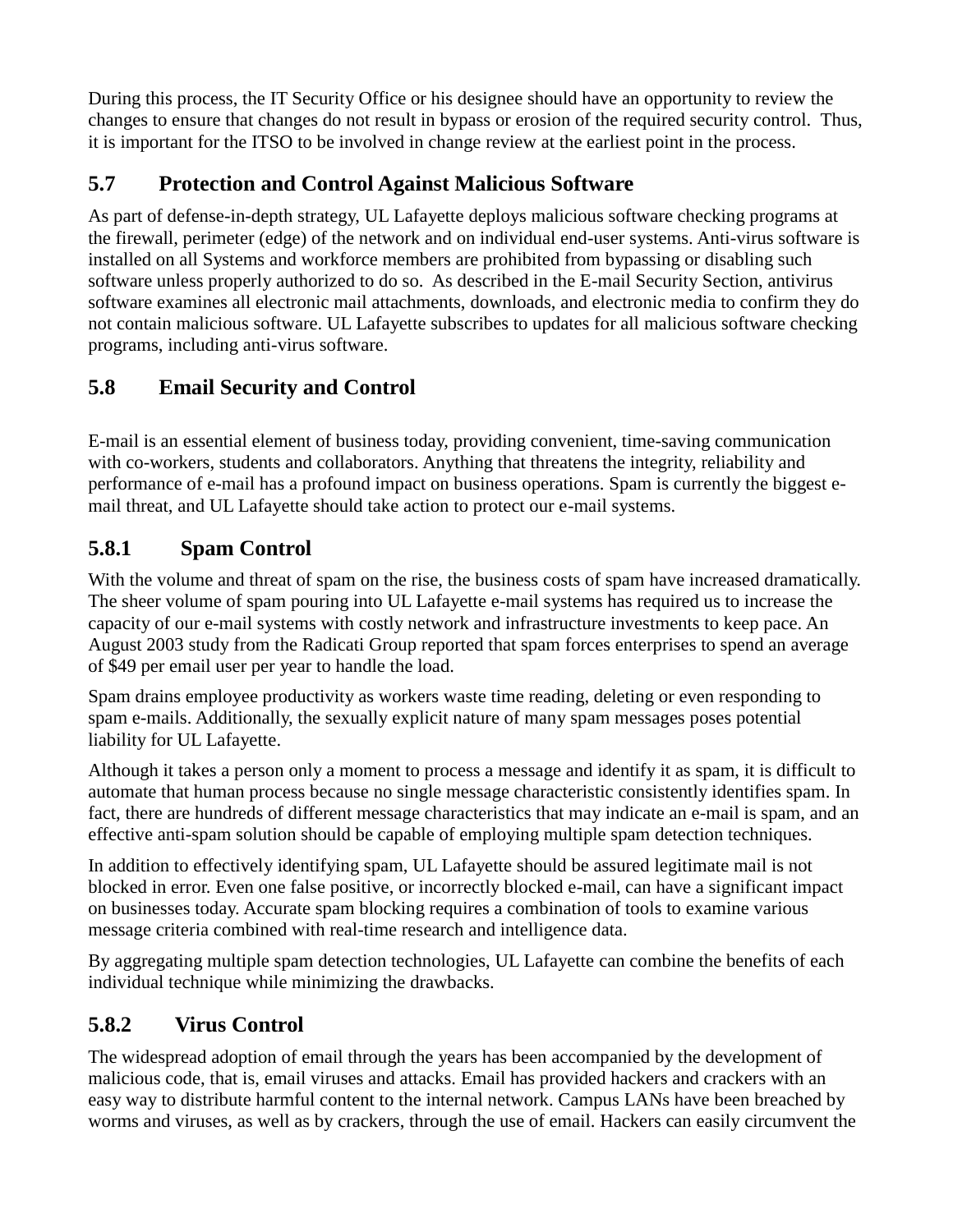During this process, the IT Security Office or his designee should have an opportunity to review the changes to ensure that changes do not result in bypass or erosion of the required security control. Thus, it is important for the ITSO to be involved in change review at the earliest point in the process.

## 5.7 Protection and Control Against Malicious Software

As part of defense-in-depth strategy, UL Lafayette deploys malicious software checking programs at the firewall, perimeter (edge) of the network and on individual end-user systems. Anti-virus software is installed on all Systems and workforce members are prohibited from bypassing or disabling such software unless properly authorized to do so. As described in the E-mail Security Section, antivirus software examines all electronic mail attachments, downloads, and electronic media to confirm they do not contain malicious software. UL Lafayette subscribes to updates for all malicious software checking programs, including anti-virus software.

## 5.8 Email Security and Control

E-mail is an essential element of business today, providing convenient, time-saving communication with co-workers, students and collaborators. Anything that threatens the integrity, reliability and performance of e-mail has a profound impact on business operations. Spam is currently the biggest e-mail threat, and UL Lafayette should take action to protect our e-mail systems.

### 5.8.1 Spam Control

With the volume and threat of spam on the rise, the business costs of spam have increased dramatically. The sheer volume of spam pouring into UL Lafayette e-mail systems has required us to increase the capacity of our e-mail systems with costly network and infrastructure investments to keep pace. An August 2003 study from the Radicati Group reported that spam forces enterprises to spend an average of $49 per email user per year to handle the load.

Spam drains employee productivity as workers waste time reading, deleting or even responding to spam e-mails. Additionally, the sexually explicit nature of many spam messages poses potential liability for UL Lafayette.

Although it takes a person only a moment to process a message and identify it as spam, it is difficult to automate that human process because no single message characteristic consistently identifies spam. In fact, there are hundreds of different message characteristics that may indicate an e-mail is spam, and an effective anti-spam solution should be capable of employing multiple spam detection techniques.

In addition to effectively identifying spam, UL Lafayette should be assured legitimate mail is not blocked in error. Even one false positive, or incorrectly blocked e-mail, can have a significant impact on businesses today. Accurate spam blocking requires a combination of tools to examine various message criteria combined with real-time research and intelligence data.

By aggregating multiple spam detection technologies, UL Lafayette can combine the benefits of each individual technique while minimizing the drawbacks.

### 5.8.2 Virus Control

The widespread adoption of email through the years has been accompanied by the development of malicious code, that is, email viruses and attacks. Email has provided hackers and crackers with an easy way to distribute harmful content to the internal network. Campus LANs have been breached by worms and viruses, as well as by crackers, through the use of email. Hackers can easily circumvent the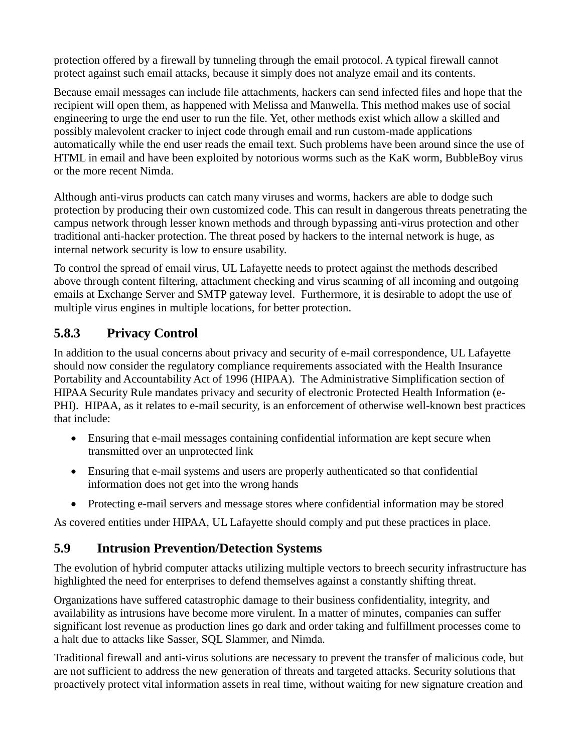protection offered by a firewall by tunneling through the email protocol. A typical firewall cannot protect against such email attacks, because it simply does not analyze email and its contents.

Because email messages can include file attachments, hackers can send infected files and hope that the recipient will open them, as happened with Melissa and Manwella. This method makes use of social engineering to urge the end user to run the file. Yet, other methods exist which allow a skilled and possibly malevolent cracker to inject code through email and run custom-made applications automatically while the end user reads the email text. Such problems have been around since the use of HTML in email and have been exploited by notorious worms such as the KaK worm, BubbleBoy virus or the more recent Nimda.

Although anti-virus products can catch many viruses and worms, hackers are able to dodge such protection by producing their own customized code. This can result in dangerous threats penetrating the campus network through lesser known methods and through bypassing anti-virus protection and other traditional anti-hacker protection. The threat posed by hackers to the internal network is huge, as internal network security is low to ensure usability.

To control the spread of email virus, UL Lafayette needs to protect against the methods described above through content filtering, attachment checking and virus scanning of all incoming and outgoing emails at Exchange Server and SMTP gateway level. Furthermore, it is desirable to adopt the use of multiple virus engines in multiple locations, for better protection.

### 5.8.3 Privacy Control

In addition to the usual concerns about privacy and security of e-mail correspondence, UL Lafayette should now consider the regulatory compliance requirements associated with the Health Insurance Portability and Accountability Act of 1996 (HIPAA). The Administrative Simplification section of HIPAA Security Rule mandates privacy and security of electronic Protected Health Information (e-PHI). HIPAA, as it relates to e-mail security, is an enforcement of otherwise well-known best practices that include:

- Ensuring that e-mail messages containing confidential information are kept secure when transmitted over an unprotected link
- Ensuring that e-mail systems and users are properly authenticated so that confidential information does not get into the wrong hands
- Protecting e-mail servers and message stores where confidential information may be stored

As covered entities under HIPAA, UL Lafayette should comply and put these practices in place.

## 5.9 Intrusion Prevention/Detection Systems

The evolution of hybrid computer attacks utilizing multiple vectors to breech security infrastructure has highlighted the need for enterprises to defend themselves against a constantly shifting threat.

Organizations have suffered catastrophic damage to their business confidentiality, integrity, and availability as intrusions have become more virulent. In a matter of minutes, companies can suffer significant lost revenue as production lines go dark and order taking and fulfillment processes come to a halt due to attacks like Sasser, SQL Slammer, and Nimda.

Traditional firewall and anti-virus solutions are necessary to prevent the transfer of malicious code, but are not sufficient to address the new generation of threats and targeted attacks. Security solutions that proactively protect vital information assets in real time, without waiting for new signature creation and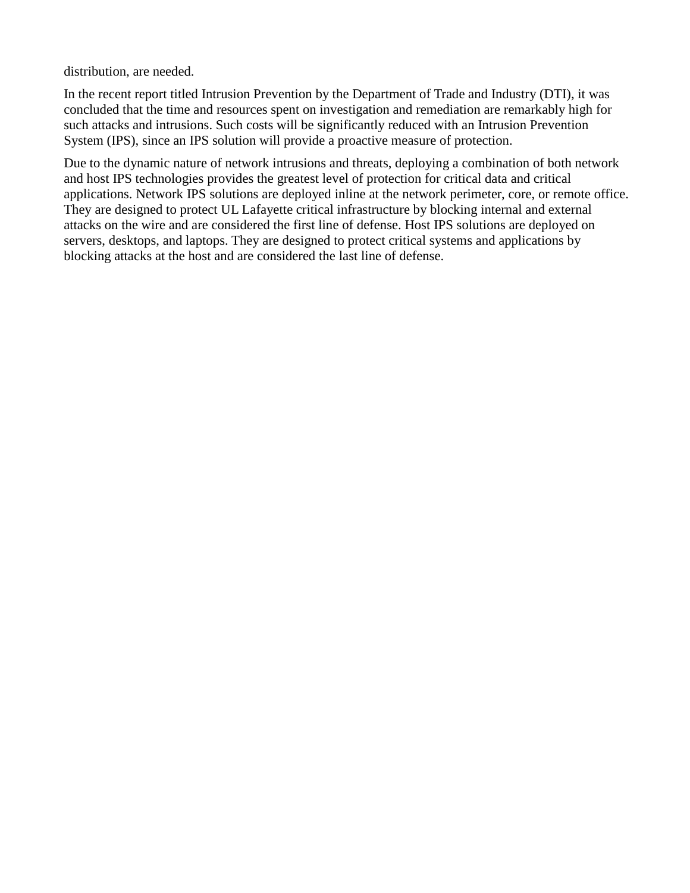distribution, are needed.

In the recent report titled Intrusion Prevention by the Department of Trade and Industry (DTI), it was concluded that the time and resources spent on investigation and remediation are remarkably high for such attacks and intrusions. Such costs will be significantly reduced with an Intrusion Prevention System (IPS), since an IPS solution will provide a proactive measure of protection.

Due to the dynamic nature of network intrusions and threats, deploying a combination of both network and host IPS technologies provides the greatest level of protection for critical data and critical applications. Network IPS solutions are deployed inline at the network perimeter, core, or remote office. They are designed to protect UL Lafayette critical infrastructure by blocking internal and external attacks on the wire and are considered the first line of defense. Host IPS solutions are deployed on servers, desktops, and laptops. They are designed to protect critical systems and applications by blocking attacks at the host and are considered the last line of defense.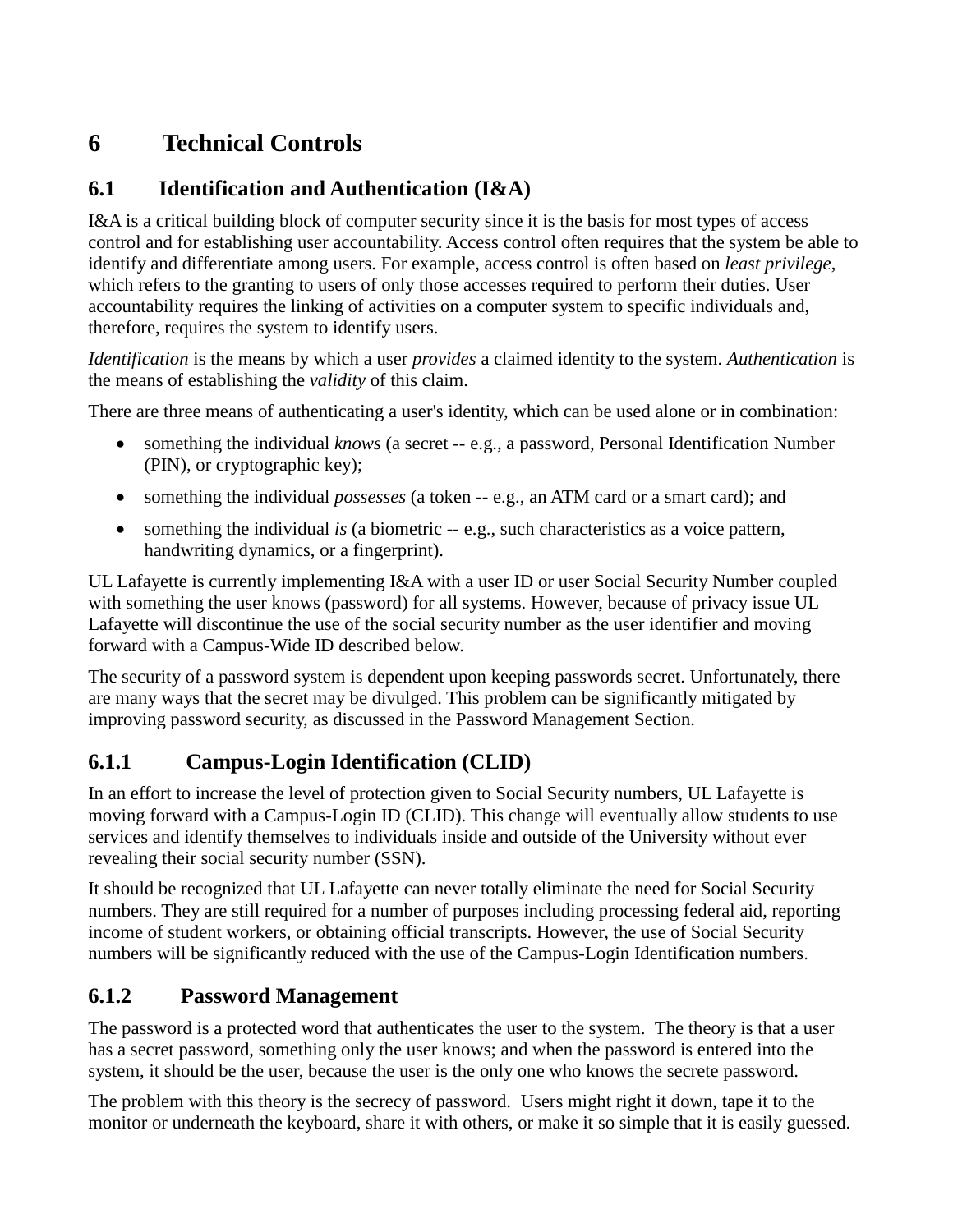# 6 Technical Controls

## 6.1 Identification and Authentication (I&A)

I&A is a critical building block of computer security since it is the basis for most types of access control and for establishing user accountability. Access control often requires that the system be able to identify and differentiate among users. For example, access control is often based on *least privilege*, which refers to the granting to users of only those accesses required to perform their duties. User accountability requires the linking of activities on a computer system to specific individuals and, therefore, requires the system to identify users.

*Identification* is the means by which a user *provides* a claimed identity to the system. *Authentication* is the means of establishing the *validity* of this claim.

There are three means of authenticating a user's identity, which can be used alone or in combination:

- something the individual *knows* (a secret -- e.g., a password, Personal Identification Number (PIN), or cryptographic key);
- something the individual *possesses* (a token -- e.g., an ATM card or a smart card); and
- something the individual *is* (a biometric -- e.g., such characteristics as a voice pattern, handwriting dynamics, or a fingerprint).

UL Lafayette is currently implementing I&A with a user ID or user Social Security Number coupled with something the user knows (password) for all systems. However, because of privacy issue UL Lafayette will discontinue the use of the social security number as the user identifier and moving forward with a Campus-Wide ID described below.

The security of a password system is dependent upon keeping passwords secret. Unfortunately, there are many ways that the secret may be divulged. This problem can be significantly mitigated by improving password security, as discussed in the Password Management Section.

### 6.1.1 Campus-Login Identification (CLID)

In an effort to increase the level of protection given to Social Security numbers, UL Lafayette is moving forward with a Campus-Login ID (CLID). This change will eventually allow students to use services and identify themselves to individuals inside and outside of the University without ever revealing their social security number (SSN).

It should be recognized that UL Lafayette can never totally eliminate the need for Social Security numbers. They are still required for a number of purposes including processing federal aid, reporting income of student workers, or obtaining official transcripts. However, the use of Social Security numbers will be significantly reduced with the use of the Campus-Login Identification numbers.

### 6.1.2 Password Management

The password is a protected word that authenticates the user to the system. The theory is that a user has a secret password, something only the user knows; and when the password is entered into the system, it should be the user, because the user is the only one who knows the secrete password.

The problem with this theory is the secrecy of password. Users might right it down, tape it to the monitor or underneath the keyboard, share it with others, or make it so simple that it is easily guessed.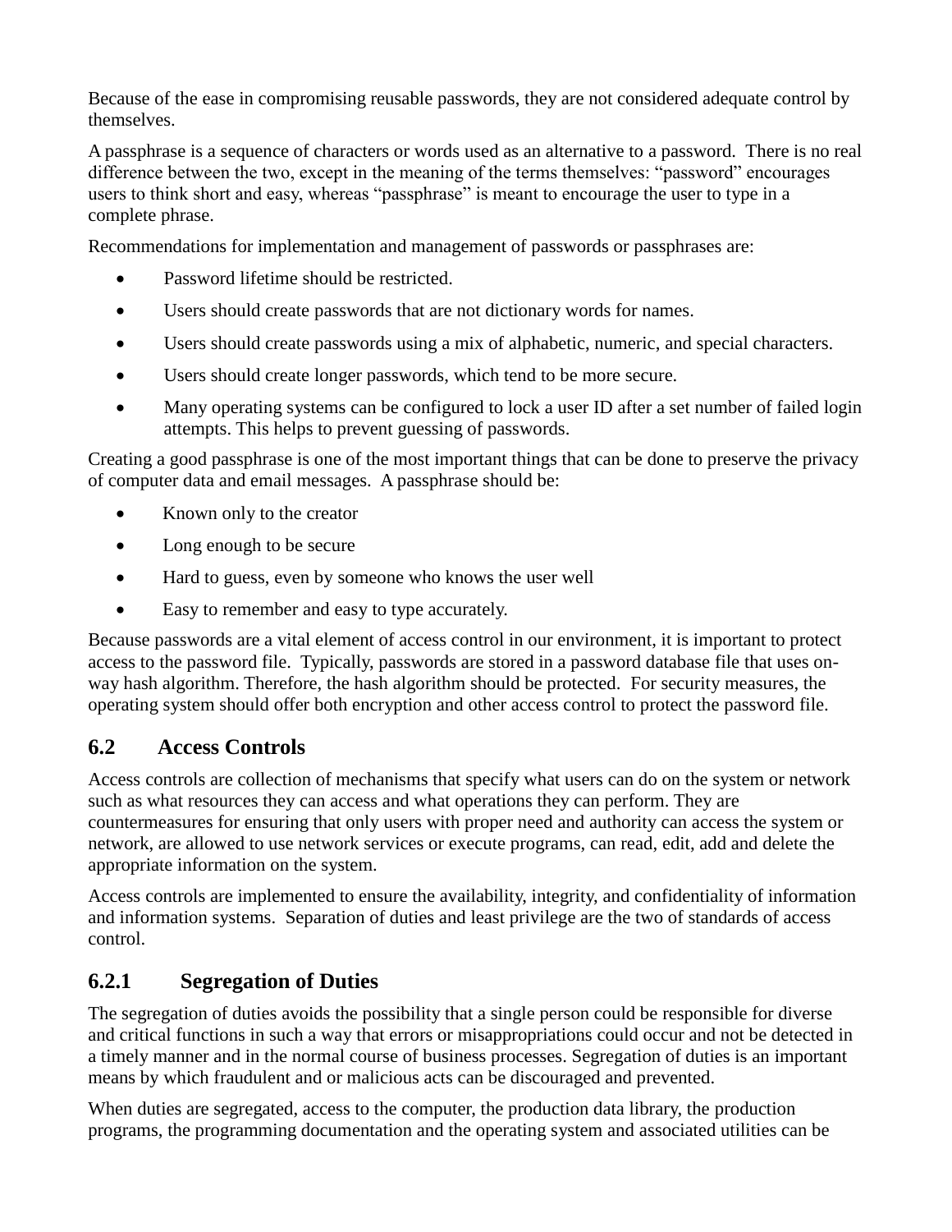Because of the ease in compromising reusable passwords, they are not considered adequate control by themselves.

A passphrase is a sequence of characters or words used as an alternative to a password. There is no real difference between the two, except in the meaning of the terms themselves: "password" encourages users to think short and easy, whereas "passphrase" is meant to encourage the user to type in a complete phrase.

Recommendations for implementation and management of passwords or passphrases are:

- Password lifetime should be restricted.
- Users should create passwords that are not dictionary words for names.
- Users should create passwords using a mix of alphabetic, numeric, and special characters.
- Users should create longer passwords, which tend to be more secure.
- Many operating systems can be configured to lock a user ID after a set number of failed login attempts. This helps to prevent guessing of passwords.

Creating a good passphrase is one of the most important things that can be done to preserve the privacy of computer data and email messages. A passphrase should be:

- Known only to the creator
- Long enough to be secure
- Hard to guess, even by someone who knows the user well
- Easy to remember and easy to type accurately.

Because passwords are a vital element of access control in our environment, it is important to protect access to the password file. Typically, passwords are stored in a password database file that uses on-way hash algorithm. Therefore, the hash algorithm should be protected. For security measures, the operating system should offer both encryption and other access control to protect the password file.

## 6.2 Access Controls

Access controls are collection of mechanisms that specify what users can do on the system or network such as what resources they can access and what operations they can perform. They are countermeasures for ensuring that only users with proper need and authority can access the system or network, are allowed to use network services or execute programs, can read, edit, add and delete the appropriate information on the system.

Access controls are implemented to ensure the availability, integrity, and confidentiality of information and information systems. Separation of duties and least privilege are the two of standards of access control.

### 6.2.1 Segregation of Duties

The segregation of duties avoids the possibility that a single person could be responsible for diverse and critical functions in such a way that errors or misappropriations could occur and not be detected in a timely manner and in the normal course of business processes. Segregation of duties is an important means by which fraudulent and or malicious acts can be discouraged and prevented.

When duties are segregated, access to the computer, the production data library, the production programs, the programming documentation and the operating system and associated utilities can be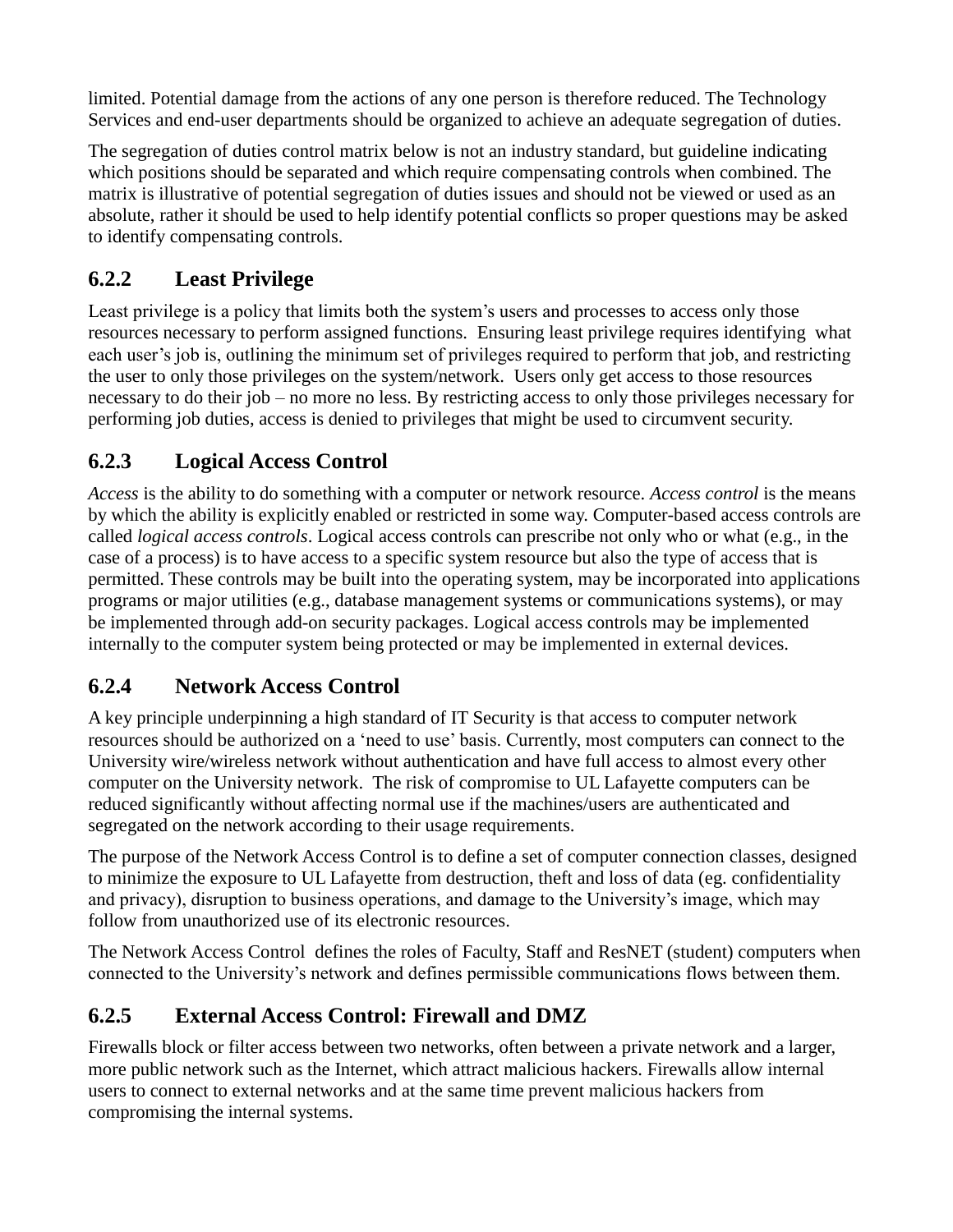limited. Potential damage from the actions of any one person is therefore reduced. The Technology Services and end-user departments should be organized to achieve an adequate segregation of duties.

The segregation of duties control matrix below is not an industry standard, but guideline indicating which positions should be separated and which require compensating controls when combined. The matrix is illustrative of potential segregation of duties issues and should not be viewed or used as an absolute, rather it should be used to help identify potential conflicts so proper questions may be asked to identify compensating controls.

### 6.2.2 Least Privilege

Least privilege is a policy that limits both the system's users and processes to access only those resources necessary to perform assigned functions. Ensuring least privilege requires identifying what each user's job is, outlining the minimum set of privileges required to perform that job, and restricting the user to only those privileges on the system/network. Users only get access to those resources necessary to do their job – no more no less. By restricting access to only those privileges necessary for performing job duties, access is denied to privileges that might be used to circumvent security.

### 6.2.3 Logical Access Control

*Access* is the ability to do something with a computer or network resource. *Access control* is the means by which the ability is explicitly enabled or restricted in some way. Computer-based access controls are called *logical access controls*. Logical access controls can prescribe not only who or what (e.g., in the case of a process) is to have access to a specific system resource but also the type of access that is permitted. These controls may be built into the operating system, may be incorporated into applications programs or major utilities (e.g., database management systems or communications systems), or may be implemented through add-on security packages. Logical access controls may be implemented internally to the computer system being protected or may be implemented in external devices.

### 6.2.4 Network Access Control

A key principle underpinning a high standard of IT Security is that access to computer network resources should be authorized on a 'need to use' basis. Currently, most computers can connect to the University wire/wireless network without authentication and have full access to almost every other computer on the University network. The risk of compromise to UL Lafayette computers can be reduced significantly without affecting normal use if the machines/users are authenticated and segregated on the network according to their usage requirements.

The purpose of the Network Access Control is to define a set of computer connection classes, designed to minimize the exposure to UL Lafayette from destruction, theft and loss of data (eg. confidentiality and privacy), disruption to business operations, and damage to the University's image, which may follow from unauthorized use of its electronic resources.

The Network Access Control defines the roles of Faculty, Staff and ResNET (student) computers when connected to the University's network and defines permissible communications flows between them.

### 6.2.5 External Access Control: Firewall and DMZ

Firewalls block or filter access between two networks, often between a private network and a larger, more public network such as the Internet, which attract malicious hackers. Firewalls allow internal users to connect to external networks and at the same time prevent malicious hackers from compromising the internal systems.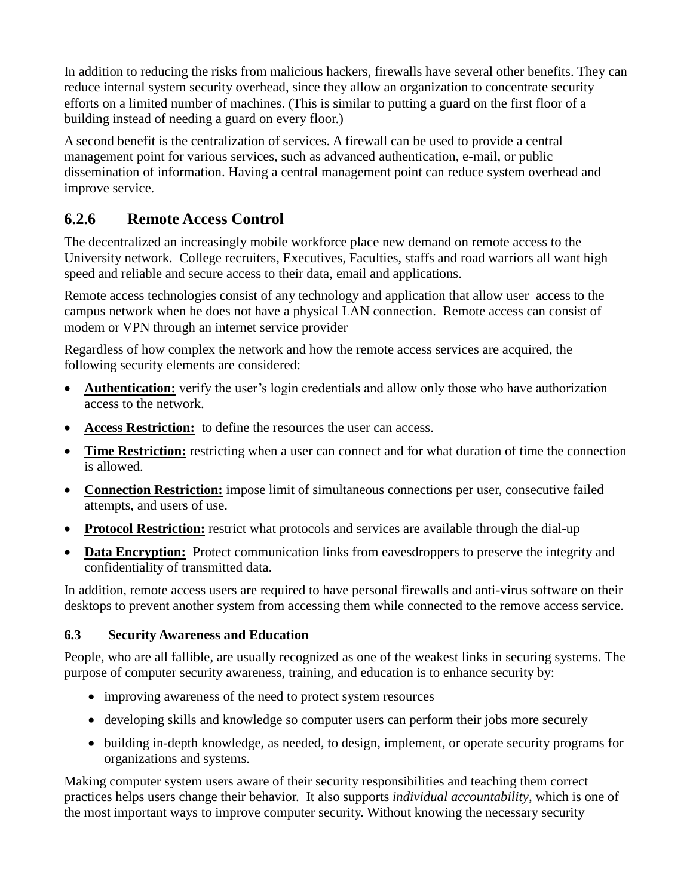In addition to reducing the risks from malicious hackers, firewalls have several other benefits. They can reduce internal system security overhead, since they allow an organization to concentrate security efforts on a limited number of machines. (This is similar to putting a guard on the first floor of a building instead of needing a guard on every floor.)

A second benefit is the centralization of services. A firewall can be used to provide a central management point for various services, such as advanced authentication, e-mail, or public dissemination of information. Having a central management point can reduce system overhead and improve service.

## 6.2.6 Remote Access Control

The decentralized an increasingly mobile workforce place new demand on remote access to the University network. College recruiters, Executives, Faculties, staffs and road warriors all want high speed and reliable and secure access to their data, email and applications.

Remote access technologies consist of any technology and application that allow user access to the campus network when he does not have a physical LAN connection. Remote access can consist of modem or VPN through an internet service provider

Regardless of how complex the network and how the remote access services are acquired, the following security elements are considered:

- **Authentication:** verify the user's login credentials and allow only those who have authorization access to the network.
- **Access Restriction:** to define the resources the user can access.
- **Time Restriction:** restricting when a user can connect and for what duration of time the connection is allowed.
- **Connection Restriction:** impose limit of simultaneous connections per user, consecutive failed attempts, and users of use.
- **Protocol Restriction:** restrict what protocols and services are available through the dial-up
- **Data Encryption:** Protect communication links from eavesdroppers to preserve the integrity and confidentiality of transmitted data.

In addition, remote access users are required to have personal firewalls and anti-virus software on their desktops to prevent another system from accessing them while connected to the remove access service.

### 6.3 Security Awareness and Education

People, who are all fallible, are usually recognized as one of the weakest links in securing systems. The purpose of computer security awareness, training, and education is to enhance security by:

- improving awareness of the need to protect system resources
- developing skills and knowledge so computer users can perform their jobs more securely
- building in-depth knowledge, as needed, to design, implement, or operate security programs for organizations and systems.

Making computer system users aware of their security responsibilities and teaching them correct practices helps users change their behavior. It also supports *individual accountability*, which is one of the most important ways to improve computer security. Without knowing the necessary security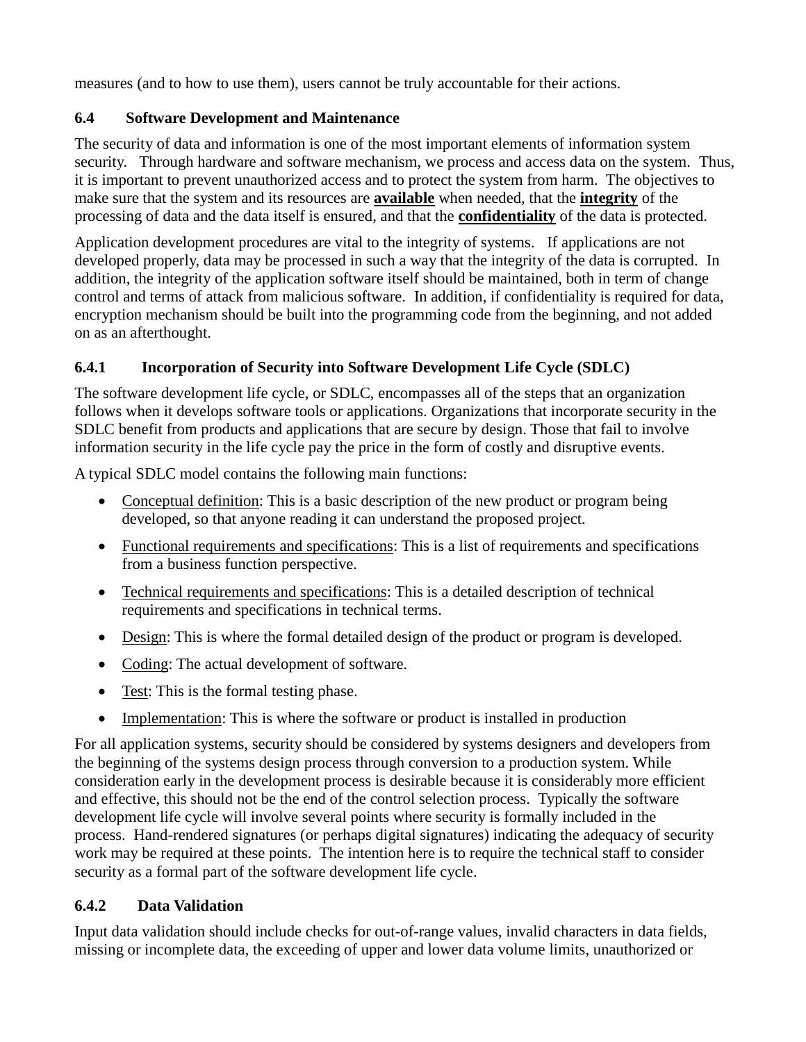measures (and to how to use them), users cannot be truly accountable for their actions.

### 6.4 Software Development and Maintenance

The security of data and information is one of the most important elements of information system security. Through hardware and software mechanism, we process and access data on the system. Thus, it is important to prevent unauthorized access and to protect the system from harm. The objectives to make sure that the system and its resources are **available** when needed, that the **integrity** of the processing of data and the data itself is ensured, and that the **confidentiality** of the data is protected.

Application development procedures are vital to the integrity of systems. If applications are not developed properly, data may be processed in such a way that the integrity of the data is corrupted. In addition, the integrity of the application software itself should be maintained, both in term of change control and terms of attack from malicious software. In addition, if confidentiality is required for data, encryption mechanism should be built into the programming code from the beginning, and not added on as an afterthought.

#### 6.4.1 Incorporation of Security into Software Development Life Cycle (SDLC)

The software development life cycle, or SDLC, encompasses all of the steps that an organization follows when it develops software tools or applications. Organizations that incorporate security in the SDLC benefit from products and applications that are secure by design. Those that fail to involve information security in the life cycle pay the price in the form of costly and disruptive events.

A typical SDLC model contains the following main functions:

- Conceptual definition: This is a basic description of the new product or program being developed, so that anyone reading it can understand the proposed project.
- Functional requirements and specifications: This is a list of requirements and specifications from a business function perspective.
- Technical requirements and specifications: This is a detailed description of technical requirements and specifications in technical terms.
- Design: This is where the formal detailed design of the product or program is developed.
- Coding: The actual development of software.
- Test: This is the formal testing phase.
- Implementation: This is where the software or product is installed in production

For all application systems, security should be considered by systems designers and developers from the beginning of the systems design process through conversion to a production system. While consideration early in the development process is desirable because it is considerably more efficient and effective, this should not be the end of the control selection process. Typically the software development life cycle will involve several points where security is formally included in the process. Hand-rendered signatures (or perhaps digital signatures) indicating the adequacy of security work may be required at these points. The intention here is to require the technical staff to consider security as a formal part of the software development life cycle.

#### 6.4.2 Data Validation

Input data validation should include checks for out-of-range values, invalid characters in data fields, missing or incomplete data, the exceeding of upper and lower data volume limits, unauthorized or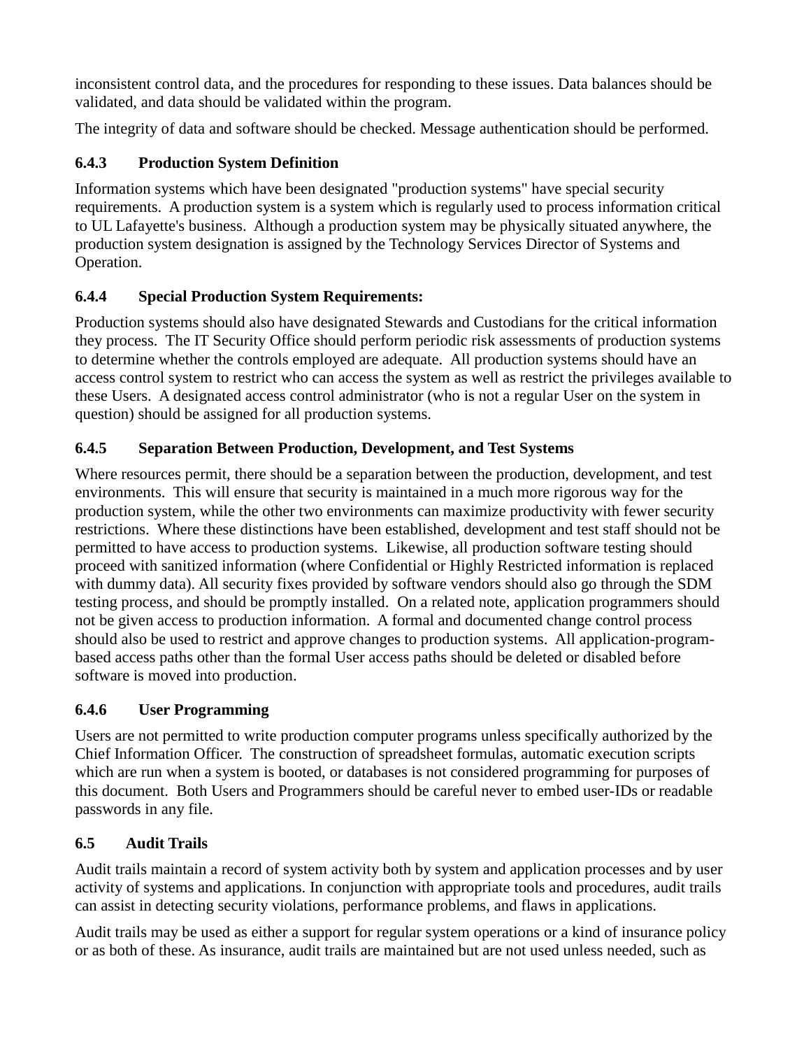inconsistent control data, and the procedures for responding to these issues. Data balances should be validated, and data should be validated within the program.

The integrity of data and software should be checked. Message authentication should be performed.

### 6.4.3 Production System Definition

Information systems which have been designated "production systems" have special security requirements. A production system is a system which is regularly used to process information critical to UL Lafayette's business. Although a production system may be physically situated anywhere, the production system designation is assigned by the Technology Services Director of Systems and Operation.

### 6.4.4 Special Production System Requirements:

Production systems should also have designated Stewards and Custodians for the critical information they process. The IT Security Office should perform periodic risk assessments of production systems to determine whether the controls employed are adequate. All production systems should have an access control system to restrict who can access the system as well as restrict the privileges available to these Users. A designated access control administrator (who is not a regular User on the system in question) should be assigned for all production systems.

### 6.4.5 Separation Between Production, Development, and Test Systems

Where resources permit, there should be a separation between the production, development, and test environments. This will ensure that security is maintained in a much more rigorous way for the production system, while the other two environments can maximize productivity with fewer security restrictions. Where these distinctions have been established, development and test staff should not be permitted to have access to production systems. Likewise, all production software testing should proceed with sanitized information (where Confidential or Highly Restricted information is replaced with dummy data). All security fixes provided by software vendors should also go through the SDM testing process, and should be promptly installed. On a related note, application programmers should not be given access to production information. A formal and documented change control process should also be used to restrict and approve changes to production systems. All application-program-based access paths other than the formal User access paths should be deleted or disabled before software is moved into production.

### 6.4.6 User Programming

Users are not permitted to write production computer programs unless specifically authorized by the Chief Information Officer. The construction of spreadsheet formulas, automatic execution scripts which are run when a system is booted, or databases is not considered programming for purposes of this document. Both Users and Programmers should be careful never to embed user-IDs or readable passwords in any file.

## 6.5 Audit Trails

Audit trails maintain a record of system activity both by system and application processes and by user activity of systems and applications. In conjunction with appropriate tools and procedures, audit trails can assist in detecting security violations, performance problems, and flaws in applications.

Audit trails may be used as either a support for regular system operations or a kind of insurance policy or as both of these. As insurance, audit trails are maintained but are not used unless needed, such as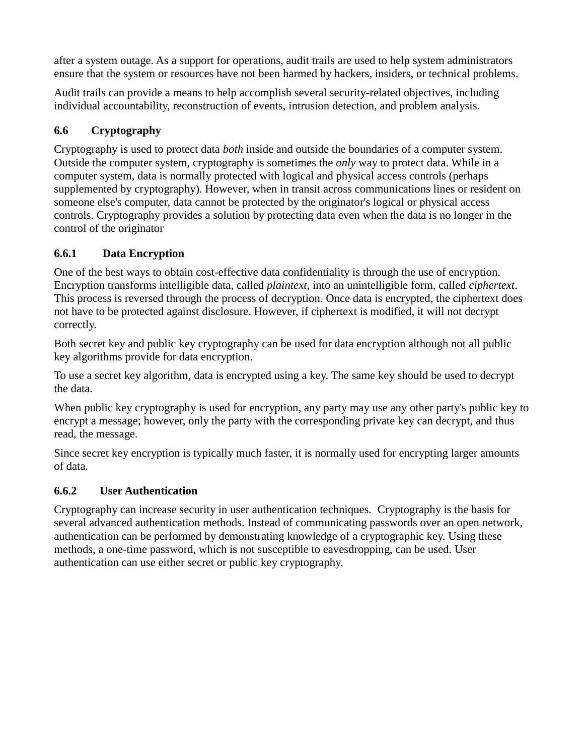after a system outage. As a support for operations, audit trails are used to help system administrators ensure that the system or resources have not been harmed by hackers, insiders, or technical problems.

Audit trails can provide a means to help accomplish several security-related objectives, including individual accountability, reconstruction of events, intrusion detection, and problem analysis.

## 6.6 Cryptography

Cryptography is used to protect data *both* inside and outside the boundaries of a computer system. Outside the computer system, cryptography is sometimes the *only* way to protect data. While in a computer system, data is normally protected with logical and physical access controls (perhaps supplemented by cryptography). However, when in transit across communications lines or resident on someone else's computer, data cannot be protected by the originator's logical or physical access controls. Cryptography provides a solution by protecting data even when the data is no longer in the control of the originator

### 6.6.1 Data Encryption

One of the best ways to obtain cost-effective data confidentiality is through the use of encryption. Encryption transforms intelligible data, called *plaintext*, into an unintelligible form, called *ciphertext*. This process is reversed through the process of decryption. Once data is encrypted, the ciphertext does not have to be protected against disclosure. However, if ciphertext is modified, it will not decrypt correctly.

Both secret key and public key cryptography can be used for data encryption although not all public key algorithms provide for data encryption.

To use a secret key algorithm, data is encrypted using a key. The same key should be used to decrypt the data.

When public key cryptography is used for encryption, any party may use any other party's public key to encrypt a message; however, only the party with the corresponding private key can decrypt, and thus read, the message.

Since secret key encryption is typically much faster, it is normally used for encrypting larger amounts of data.

### 6.6.2 User Authentication

Cryptography can increase security in user authentication techniques. Cryptography is the basis for several advanced authentication methods. Instead of communicating passwords over an open network, authentication can be performed by demonstrating knowledge of a cryptographic key. Using these methods, a one-time password, which is not susceptible to eavesdropping, can be used. User authentication can use either secret or public key cryptography.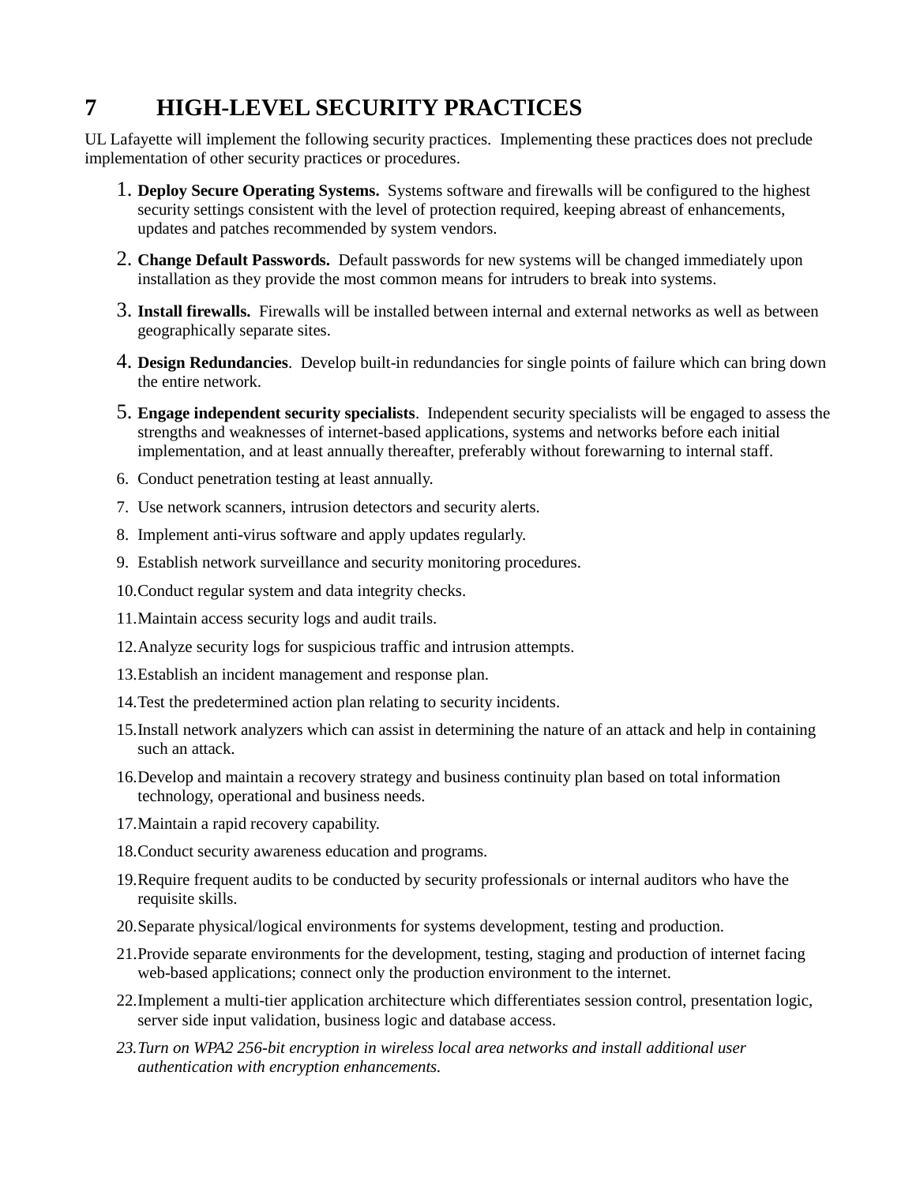# 7 HIGH-LEVEL SECURITY PRACTICES

UL Lafayette will implement the following security practices. Implementing these practices does not preclude implementation of other security practices or procedures.

1. **Deploy Secure Operating Systems.** Systems software and firewalls will be configured to the highest security settings consistent with the level of protection required, keeping abreast of enhancements, updates and patches recommended by system vendors.
2. **Change Default Passwords.** Default passwords for new systems will be changed immediately upon installation as they provide the most common means for intruders to break into systems.
3. **Install firewalls.** Firewalls will be installed between internal and external networks as well as between geographically separate sites.
4. **Design Redundancies**. Develop built-in redundancies for single points of failure which can bring down the entire network.
5. **Engage independent security specialists**. Independent security specialists will be engaged to assess the strengths and weaknesses of internet-based applications, systems and networks before each initial implementation, and at least annually thereafter, preferably without forewarning to internal staff.
6. Conduct penetration testing at least annually.
7. Use network scanners, intrusion detectors and security alerts.
8. Implement anti-virus software and apply updates regularly.
9. Establish network surveillance and security monitoring procedures.
10. Conduct regular system and data integrity checks.
11. Maintain access security logs and audit trails.
12. Analyze security logs for suspicious traffic and intrusion attempts.
13. Establish an incident management and response plan.
14. Test the predetermined action plan relating to security incidents.
15. Install network analyzers which can assist in determining the nature of an attack and help in containing such an attack.
16. Develop and maintain a recovery strategy and business continuity plan based on total information technology, operational and business needs.
17. Maintain a rapid recovery capability.
18. Conduct security awareness education and programs.
19. Require frequent audits to be conducted by security professionals or internal auditors who have the requisite skills.
20. Separate physical/logical environments for systems development, testing and production.
21. Provide separate environments for the development, testing, staging and production of internet facing web-based applications; connect only the production environment to the internet.
22. Implement a multi-tier application architecture which differentiates session control, presentation logic, server side input validation, business logic and database access.
23. *Turn on WPA2 256-bit encryption in wireless local area networks and install additional user authentication with encryption enhancements.*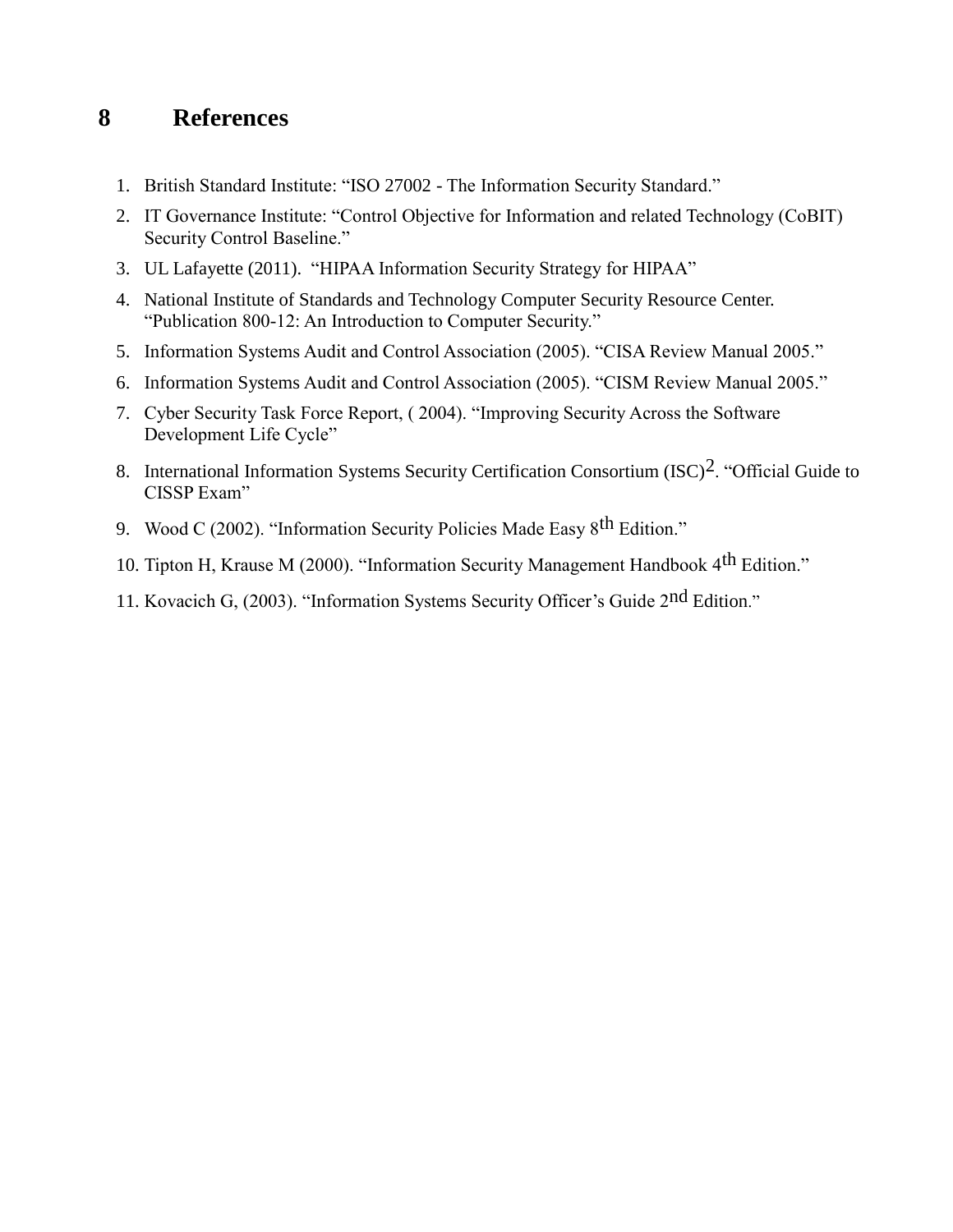# 8 References

1. British Standard Institute: “ISO 27002 - The Information Security Standard.”
2. IT Governance Institute: “Control Objective for Information and related Technology (CoBIT) Security Control Baseline.”
3. UL Lafayette (2011). “HIPAA Information Security Strategy for HIPAA”
4. National Institute of Standards and Technology Computer Security Resource Center. “Publication 800-12: An Introduction to Computer Security.”
5. Information Systems Audit and Control Association (2005). “CISA Review Manual 2005.”
6. Information Systems Audit and Control Association (2005). “CISM Review Manual 2005.”
7. Cyber Security Task Force Report, ( 2004). “Improving Security Across the Software Development Life Cycle”
8. International Information Systems Security Certification Consortium $(ISC)^2$. “Official Guide to CISSP Exam”
9. Wood C (2002). “Information Security Policies Made Easy 8th Edition.”
10. Tipton H, Krause M (2000). “Information Security Management Handbook 4th Edition.”
11. Kovacich G, (2003). “Information Systems Security Officer’s Guide 2nd Edition.”